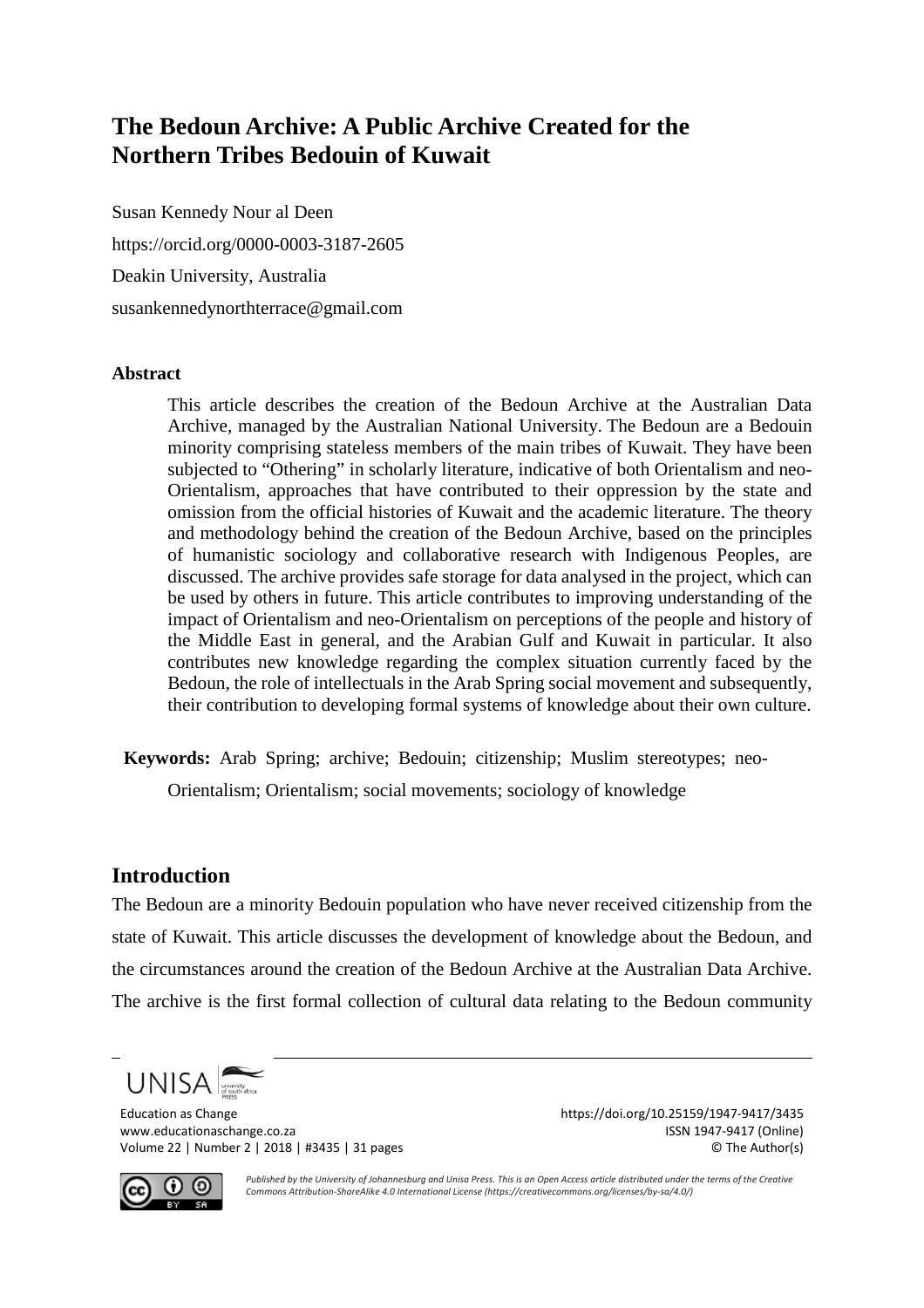# The Bedoun Archive: A Public Archive Created for the Northern Tribes Bedouin of Kuwait

Susan Kennedy Nour al Deen

https://orcid.org/0000-0003-3187-2605

Deakin University, Australia

susankennedynorthterrace@gmail.com

## Abstract

This article describes the creation of the Bedoun Archive at the Australian Data Archive, managed by the Australian National University. The Bedoun are a Bedouin minority comprising stateless members of the main tribes of Kuwait. They have been subjected to "Othering" in scholarly literature, indicative of both Orientalism and neo-Orientalism, approaches that have contributed to their oppression by the state and omission from the official histories of Kuwait and the academic literature. The theory and methodology behind the creation of the Bedoun Archive, based on the principles of humanistic sociology and collaborative research with Indigenous Peoples, are discussed. The archive provides safe storage for data analysed in the project, which can be used by others in future. This article contributes to improving understanding of the impact of Orientalism and neo-Orientalism on perceptions of the people and history of the Middle East in general, and the Arabian Gulf and Kuwait in particular. It also contributes new knowledge regarding the complex situation currently faced by the Bedoun, the role of intellectuals in the Arab Spring social movement and subsequently, their contribution to developing formal systems of knowledge about their own culture.

**Keywords:** Arab Spring; archive; Bedouin; citizenship; Muslim stereotypes; neo-Orientalism; Orientalism; social movements; sociology of knowledge

## Introduction

The Bedoun are a minority Bedouin population who have never received citizenship from the state of Kuwait. This article discusses the development of knowledge about the Bedoun, and the circumstances around the creation of the Bedoun Archive at the Australian Data Archive. The archive is the first formal collection of cultural data relating to the Bedoun community

*Published by the University of Johannesburg and Unisa Press. This is an Open Access article distributed under the terms of the Creative Commons Attribution-ShareAlike 4.0 International License (https://creativecommons.org/licenses/by-sa/4.0/)*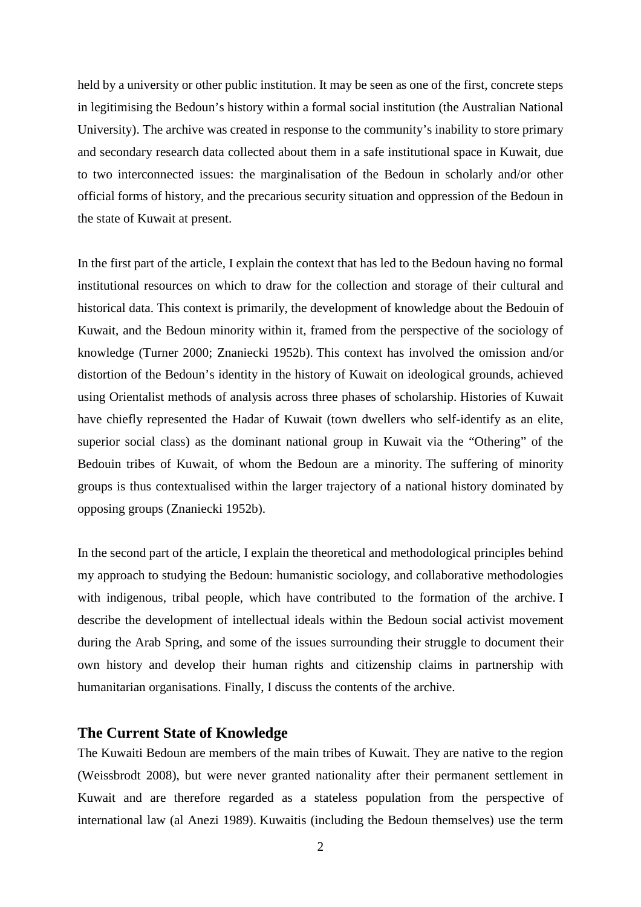held by a university or other public institution. It may be seen as one of the first, concrete steps in legitimising the Bedoun's history within a formal social institution (the Australian National University). The archive was created in response to the community's inability to store primary and secondary research data collected about them in a safe institutional space in Kuwait, due to two interconnected issues: the marginalisation of the Bedoun in scholarly and/or other official forms of history, and the precarious security situation and oppression of the Bedoun in the state of Kuwait at present.

In the first part of the article, I explain the context that has led to the Bedoun having no formal institutional resources on which to draw for the collection and storage of their cultural and historical data. This context is primarily, the development of knowledge about the Bedouin of Kuwait, and the Bedoun minority within it, framed from the perspective of the sociology of knowledge (Turner 2000; Znaniecki 1952b). This context has involved the omission and/or distortion of the Bedoun's identity in the history of Kuwait on ideological grounds, achieved using Orientalist methods of analysis across three phases of scholarship. Histories of Kuwait have chiefly represented the Hadar of Kuwait (town dwellers who self-identify as an elite, superior social class) as the dominant national group in Kuwait via the "Othering" of the Bedouin tribes of Kuwait, of whom the Bedoun are a minority. The suffering of minority groups is thus contextualised within the larger trajectory of a national history dominated by opposing groups (Znaniecki 1952b).

In the second part of the article, I explain the theoretical and methodological principles behind my approach to studying the Bedoun: humanistic sociology, and collaborative methodologies with indigenous, tribal people, which have contributed to the formation of the archive. I describe the development of intellectual ideals within the Bedoun social activist movement during the Arab Spring, and some of the issues surrounding their struggle to document their own history and develop their human rights and citizenship claims in partnership with humanitarian organisations. Finally, I discuss the contents of the archive.

## The Current State of Knowledge

The Kuwaiti Bedoun are members of the main tribes of Kuwait. They are native to the region (Weissbrodt 2008), but were never granted nationality after their permanent settlement in Kuwait and are therefore regarded as a stateless population from the perspective of international law (al Anezi 1989). Kuwaitis (including the Bedoun themselves) use the term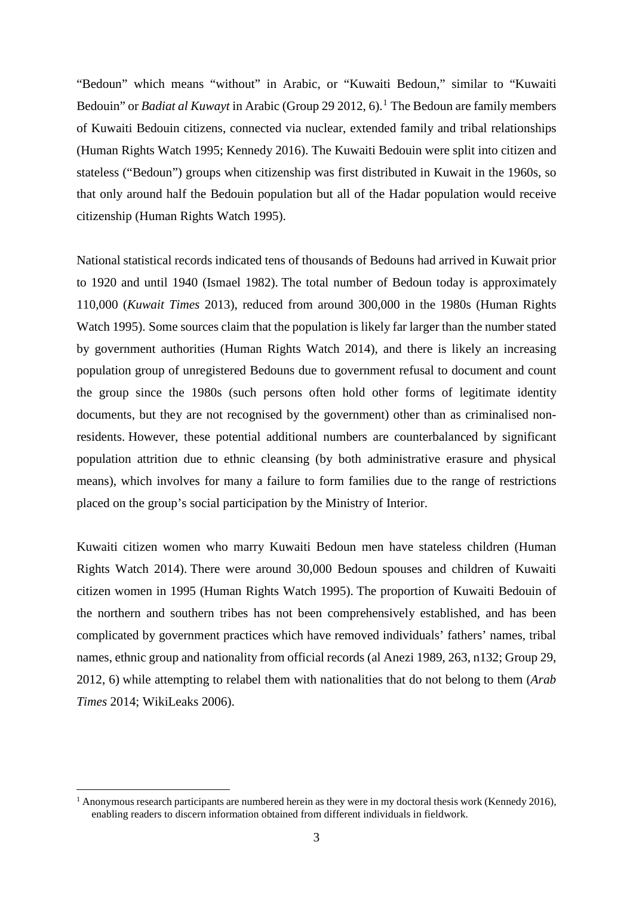"Bedoun" which means "without" in Arabic, or "Kuwaiti Bedoun," similar to "Kuwaiti Bedouin" or *Badiat al Kuwayt* in Arabic (Group 29 2012, 6).[1] The Bedoun are family members of Kuwaiti Bedouin citizens, connected via nuclear, extended family and tribal relationships (Human Rights Watch 1995; Kennedy 2016). The Kuwaiti Bedouin were split into citizen and stateless ("Bedoun") groups when citizenship was first distributed in Kuwait in the 1960s, so that only around half the Bedouin population but all of the Hadar population would receive citizenship (Human Rights Watch 1995).

National statistical records indicated tens of thousands of Bedouns had arrived in Kuwait prior to 1920 and until 1940 (Ismael 1982). The total number of Bedoun today is approximately 110,000 (*Kuwait Times* 2013), reduced from around 300,000 in the 1980s (Human Rights Watch 1995). Some sources claim that the population is likely far larger than the number stated by government authorities (Human Rights Watch 2014), and there is likely an increasing population group of unregistered Bedouns due to government refusal to document and count the group since the 1980s (such persons often hold other forms of legitimate identity documents, but they are not recognised by the government) other than as criminalised non-residents. However, these potential additional numbers are counterbalanced by significant population attrition due to ethnic cleansing (by both administrative erasure and physical means), which involves for many a failure to form families due to the range of restrictions placed on the group's social participation by the Ministry of Interior.

Kuwaiti citizen women who marry Kuwaiti Bedoun men have stateless children (Human Rights Watch 2014). There were around 30,000 Bedoun spouses and children of Kuwaiti citizen women in 1995 (Human Rights Watch 1995). The proportion of Kuwaiti Bedouin of the northern and southern tribes has not been comprehensively established, and has been complicated by government practices which have removed individuals' fathers' names, tribal names, ethnic group and nationality from official records (al Anezi 1989, 263, n132; Group 29, 2012, 6) while attempting to relabel them with nationalities that do not belong to them (*Arab Times* 2014; WikiLeaks 2006).

[1] Anonymous research participants are numbered herein as they were in my doctoral thesis work (Kennedy 2016), enabling readers to discern information obtained from different individuals in fieldwork.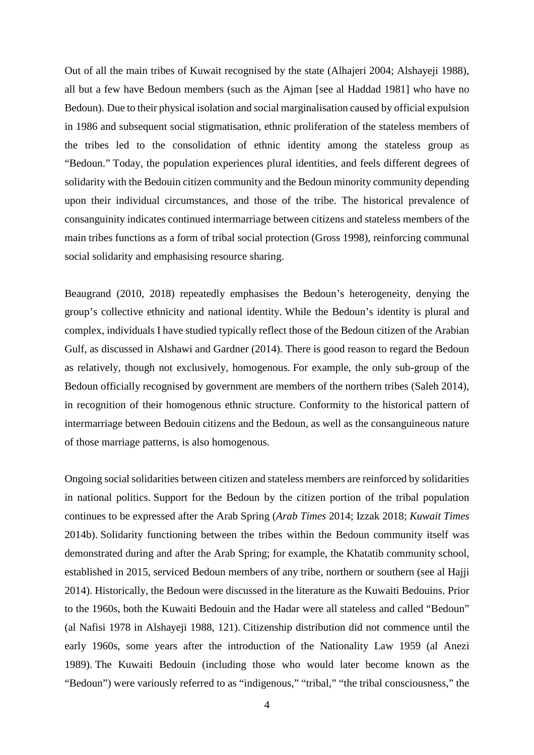Out of all the main tribes of Kuwait recognised by the state (Alhajeri 2004; Alshayeji 1988), all but a few have Bedoun members (such as the Ajman [see al Haddad 1981] who have no Bedoun). Due to their physical isolation and social marginalisation caused by official expulsion in 1986 and subsequent social stigmatisation, ethnic proliferation of the stateless members of the tribes led to the consolidation of ethnic identity among the stateless group as "Bedoun." Today, the population experiences plural identities, and feels different degrees of solidarity with the Bedouin citizen community and the Bedoun minority community depending upon their individual circumstances, and those of the tribe. The historical prevalence of consanguinity indicates continued intermarriage between citizens and stateless members of the main tribes functions as a form of tribal social protection (Gross 1998), reinforcing communal social solidarity and emphasising resource sharing.

Beaugrand (2010, 2018) repeatedly emphasises the Bedoun's heterogeneity, denying the group's collective ethnicity and national identity. While the Bedoun's identity is plural and complex, individuals I have studied typically reflect those of the Bedoun citizen of the Arabian Gulf, as discussed in Alshawi and Gardner (2014). There is good reason to regard the Bedoun as relatively, though not exclusively, homogenous. For example, the only sub-group of the Bedoun officially recognised by government are members of the northern tribes (Saleh 2014), in recognition of their homogenous ethnic structure. Conformity to the historical pattern of intermarriage between Bedouin citizens and the Bedoun, as well as the consanguineous nature of those marriage patterns, is also homogenous.

Ongoing social solidarities between citizen and stateless members are reinforced by solidarities in national politics. Support for the Bedoun by the citizen portion of the tribal population continues to be expressed after the Arab Spring (*Arab Times* 2014; Izzak 2018; *Kuwait Times* 2014b). Solidarity functioning between the tribes within the Bedoun community itself was demonstrated during and after the Arab Spring; for example, the Khatatib community school, established in 2015, serviced Bedoun members of any tribe, northern or southern (see al Hajji 2014). Historically, the Bedoun were discussed in the literature as the Kuwaiti Bedouins. Prior to the 1960s, both the Kuwaiti Bedouin and the Hadar were all stateless and called "Bedoun" (al Nafisi 1978 in Alshayeji 1988, 121). Citizenship distribution did not commence until the early 1960s, some years after the introduction of the Nationality Law 1959 (al Anezi 1989). The Kuwaiti Bedouin (including those who would later become known as the "Bedoun") were variously referred to as "indigenous," "tribal," "the tribal consciousness," the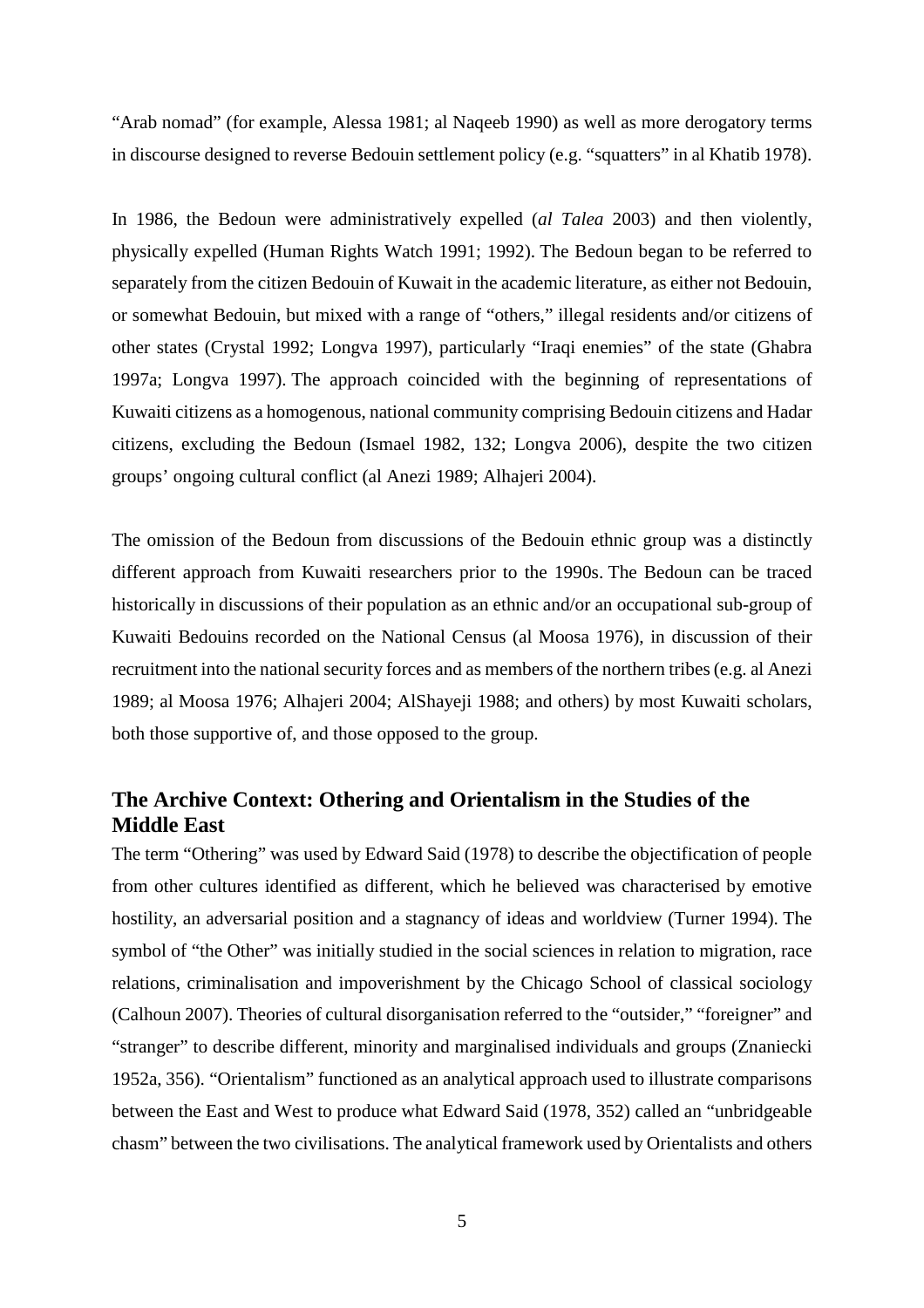"Arab nomad" (for example, Alessa 1981; al Naqeeb 1990) as well as more derogatory terms in discourse designed to reverse Bedouin settlement policy (e.g. "squatters" in al Khatib 1978).

In 1986, the Bedoun were administratively expelled (*al Talea* 2003) and then violently, physically expelled (Human Rights Watch 1991; 1992). The Bedoun began to be referred to separately from the citizen Bedouin of Kuwait in the academic literature, as either not Bedouin, or somewhat Bedouin, but mixed with a range of "others," illegal residents and/or citizens of other states (Crystal 1992; Longva 1997), particularly "Iraqi enemies" of the state (Ghabra 1997a; Longva 1997). The approach coincided with the beginning of representations of Kuwaiti citizens as a homogenous, national community comprising Bedouin citizens and Hadar citizens, excluding the Bedoun (Ismael 1982, 132; Longva 2006), despite the two citizen groups' ongoing cultural conflict (al Anezi 1989; Alhajeri 2004).

The omission of the Bedoun from discussions of the Bedouin ethnic group was a distinctly different approach from Kuwaiti researchers prior to the 1990s. The Bedoun can be traced historically in discussions of their population as an ethnic and/or an occupational sub-group of Kuwaiti Bedouins recorded on the National Census (al Moosa 1976), in discussion of their recruitment into the national security forces and as members of the northern tribes (e.g. al Anezi 1989; al Moosa 1976; Alhajeri 2004; AlShayeji 1988; and others) by most Kuwaiti scholars, both those supportive of, and those opposed to the group.

## The Archive Context: Othering and Orientalism in the Studies of the Middle East

The term "Othering" was used by Edward Said (1978) to describe the objectification of people from other cultures identified as different, which he believed was characterised by emotive hostility, an adversarial position and a stagnancy of ideas and worldview (Turner 1994). The symbol of "the Other" was initially studied in the social sciences in relation to migration, race relations, criminalisation and impoverishment by the Chicago School of classical sociology (Calhoun 2007). Theories of cultural disorganisation referred to the "outsider," "foreigner" and "stranger" to describe different, minority and marginalised individuals and groups (Znaniecki 1952a, 356). "Orientalism" functioned as an analytical approach used to illustrate comparisons between the East and West to produce what Edward Said (1978, 352) called an "unbridgeable chasm" between the two civilisations. The analytical framework used by Orientalists and others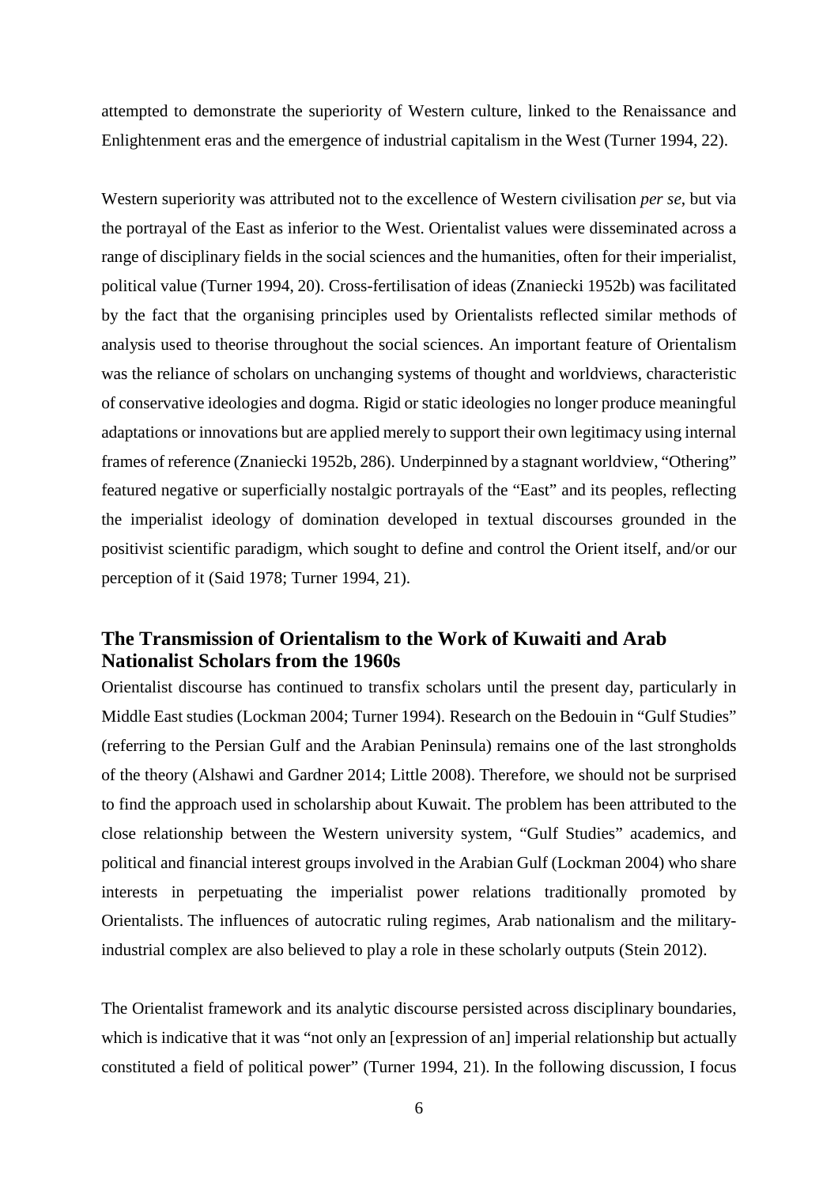attempted to demonstrate the superiority of Western culture, linked to the Renaissance and Enlightenment eras and the emergence of industrial capitalism in the West (Turner 1994, 22).

Western superiority was attributed not to the excellence of Western civilisation *per se*, but via the portrayal of the East as inferior to the West. Orientalist values were disseminated across a range of disciplinary fields in the social sciences and the humanities, often for their imperialist, political value (Turner 1994, 20). Cross-fertilisation of ideas (Znaniecki 1952b) was facilitated by the fact that the organising principles used by Orientalists reflected similar methods of analysis used to theorise throughout the social sciences. An important feature of Orientalism was the reliance of scholars on unchanging systems of thought and worldviews, characteristic of conservative ideologies and dogma. Rigid or static ideologies no longer produce meaningful adaptations or innovations but are applied merely to support their own legitimacy using internal frames of reference (Znaniecki 1952b, 286). Underpinned by a stagnant worldview, "Othering" featured negative or superficially nostalgic portrayals of the "East" and its peoples, reflecting the imperialist ideology of domination developed in textual discourses grounded in the positivist scientific paradigm, which sought to define and control the Orient itself, and/or our perception of it (Said 1978; Turner 1994, 21).

## The Transmission of Orientalism to the Work of Kuwaiti and Arab Nationalist Scholars from the 1960s

Orientalist discourse has continued to transfix scholars until the present day, particularly in Middle East studies (Lockman 2004; Turner 1994). Research on the Bedouin in "Gulf Studies" (referring to the Persian Gulf and the Arabian Peninsula) remains one of the last strongholds of the theory (Alshawi and Gardner 2014; Little 2008). Therefore, we should not be surprised to find the approach used in scholarship about Kuwait. The problem has been attributed to the close relationship between the Western university system, "Gulf Studies" academics, and political and financial interest groups involved in the Arabian Gulf (Lockman 2004) who share interests in perpetuating the imperialist power relations traditionally promoted by Orientalists. The influences of autocratic ruling regimes, Arab nationalism and the military-industrial complex are also believed to play a role in these scholarly outputs (Stein 2012).

The Orientalist framework and its analytic discourse persisted across disciplinary boundaries, which is indicative that it was "not only an [expression of an] imperial relationship but actually constituted a field of political power" (Turner 1994, 21). In the following discussion, I focus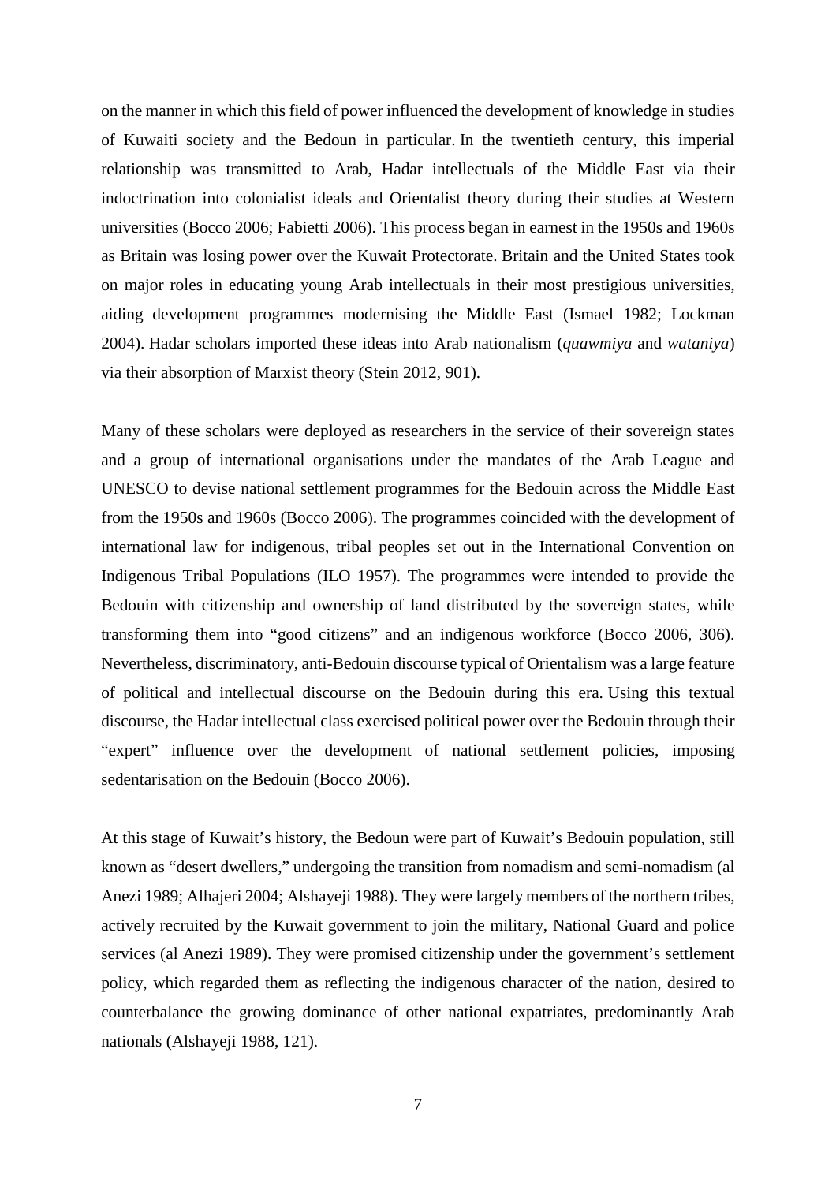on the manner in which this field of power influenced the development of knowledge in studies of Kuwaiti society and the Bedoun in particular. In the twentieth century, this imperial relationship was transmitted to Arab, Hadar intellectuals of the Middle East via their indoctrination into colonialist ideals and Orientalist theory during their studies at Western universities (Bocco 2006; Fabietti 2006). This process began in earnest in the 1950s and 1960s as Britain was losing power over the Kuwait Protectorate. Britain and the United States took on major roles in educating young Arab intellectuals in their most prestigious universities, aiding development programmes modernising the Middle East (Ismael 1982; Lockman 2004). Hadar scholars imported these ideas into Arab nationalism (*quawmiya* and *wataniya*) via their absorption of Marxist theory (Stein 2012, 901).

Many of these scholars were deployed as researchers in the service of their sovereign states and a group of international organisations under the mandates of the Arab League and UNESCO to devise national settlement programmes for the Bedouin across the Middle East from the 1950s and 1960s (Bocco 2006). The programmes coincided with the development of international law for indigenous, tribal peoples set out in the International Convention on Indigenous Tribal Populations (ILO 1957). The programmes were intended to provide the Bedouin with citizenship and ownership of land distributed by the sovereign states, while transforming them into "good citizens" and an indigenous workforce (Bocco 2006, 306). Nevertheless, discriminatory, anti-Bedouin discourse typical of Orientalism was a large feature of political and intellectual discourse on the Bedouin during this era. Using this textual discourse, the Hadar intellectual class exercised political power over the Bedouin through their "expert" influence over the development of national settlement policies, imposing sedentarisation on the Bedouin (Bocco 2006).

At this stage of Kuwait's history, the Bedoun were part of Kuwait's Bedouin population, still known as "desert dwellers," undergoing the transition from nomadism and semi-nomadism (al Anezi 1989; Alhajeri 2004; Alshayeji 1988). They were largely members of the northern tribes, actively recruited by the Kuwait government to join the military, National Guard and police services (al Anezi 1989). They were promised citizenship under the government's settlement policy, which regarded them as reflecting the indigenous character of the nation, desired to counterbalance the growing dominance of other national expatriates, predominantly Arab nationals (Alshayeji 1988, 121).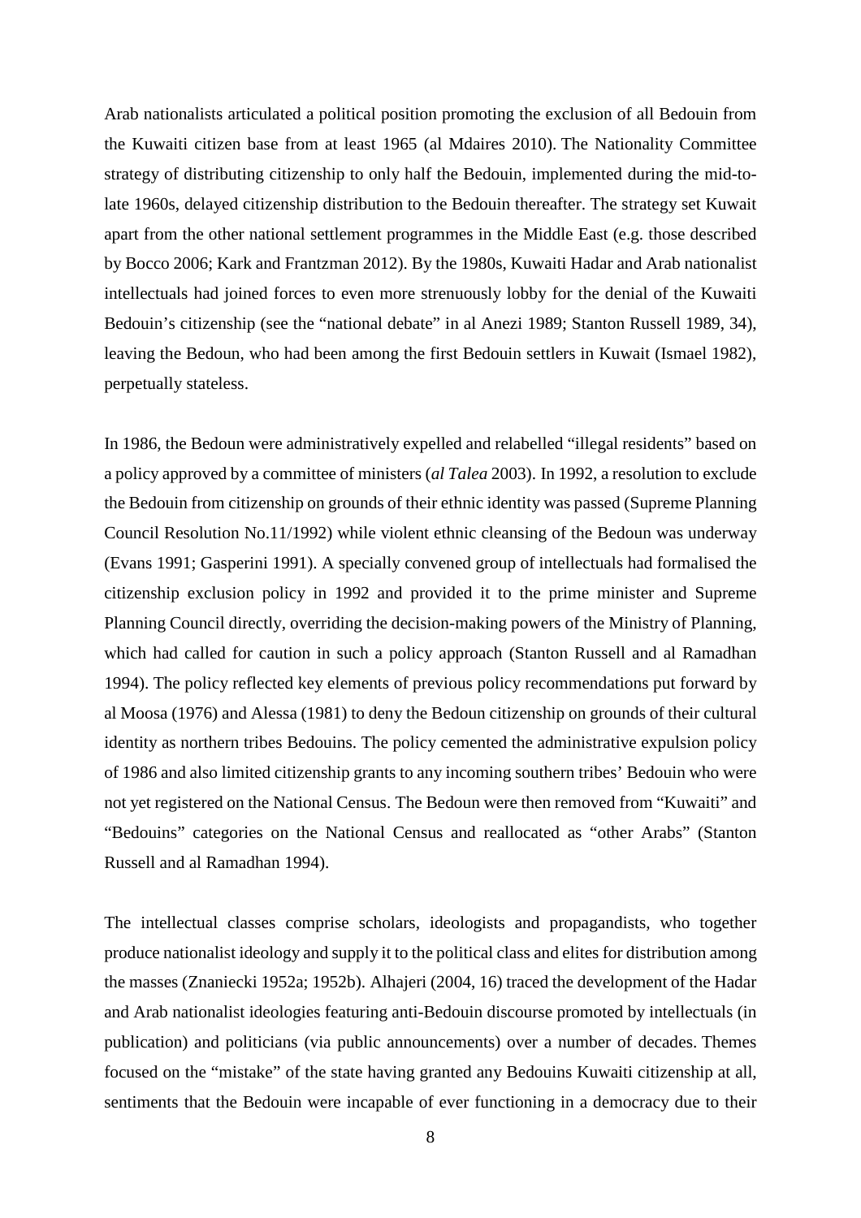Arab nationalists articulated a political position promoting the exclusion of all Bedouin from the Kuwaiti citizen base from at least 1965 (al Mdaires 2010). The Nationality Committee strategy of distributing citizenship to only half the Bedouin, implemented during the mid-to-late 1960s, delayed citizenship distribution to the Bedouin thereafter. The strategy set Kuwait apart from the other national settlement programmes in the Middle East (e.g. those described by Bocco 2006; Kark and Frantzman 2012). By the 1980s, Kuwaiti Hadar and Arab nationalist intellectuals had joined forces to even more strenuously lobby for the denial of the Kuwaiti Bedouin's citizenship (see the "national debate" in al Anezi 1989; Stanton Russell 1989, 34), leaving the Bedoun, who had been among the first Bedouin settlers in Kuwait (Ismael 1982), perpetually stateless.

In 1986, the Bedoun were administratively expelled and relabelled "illegal residents" based on a policy approved by a committee of ministers (*al Talea* 2003). In 1992, a resolution to exclude the Bedouin from citizenship on grounds of their ethnic identity was passed (Supreme Planning Council Resolution No.11/1992) while violent ethnic cleansing of the Bedoun was underway (Evans 1991; Gasperini 1991). A specially convened group of intellectuals had formalised the citizenship exclusion policy in 1992 and provided it to the prime minister and Supreme Planning Council directly, overriding the decision-making powers of the Ministry of Planning, which had called for caution in such a policy approach (Stanton Russell and al Ramadhan 1994). The policy reflected key elements of previous policy recommendations put forward by al Moosa (1976) and Alessa (1981) to deny the Bedoun citizenship on grounds of their cultural identity as northern tribes Bedouins. The policy cemented the administrative expulsion policy of 1986 and also limited citizenship grants to any incoming southern tribes' Bedouin who were not yet registered on the National Census. The Bedoun were then removed from "Kuwaiti" and "Bedouins" categories on the National Census and reallocated as "other Arabs" (Stanton Russell and al Ramadhan 1994).

The intellectual classes comprise scholars, ideologists and propagandists, who together produce nationalist ideology and supply it to the political class and elites for distribution among the masses (Znaniecki 1952a; 1952b). Alhajeri (2004, 16) traced the development of the Hadar and Arab nationalist ideologies featuring anti-Bedouin discourse promoted by intellectuals (in publication) and politicians (via public announcements) over a number of decades. Themes focused on the "mistake" of the state having granted any Bedouins Kuwaiti citizenship at all, sentiments that the Bedouin were incapable of ever functioning in a democracy due to their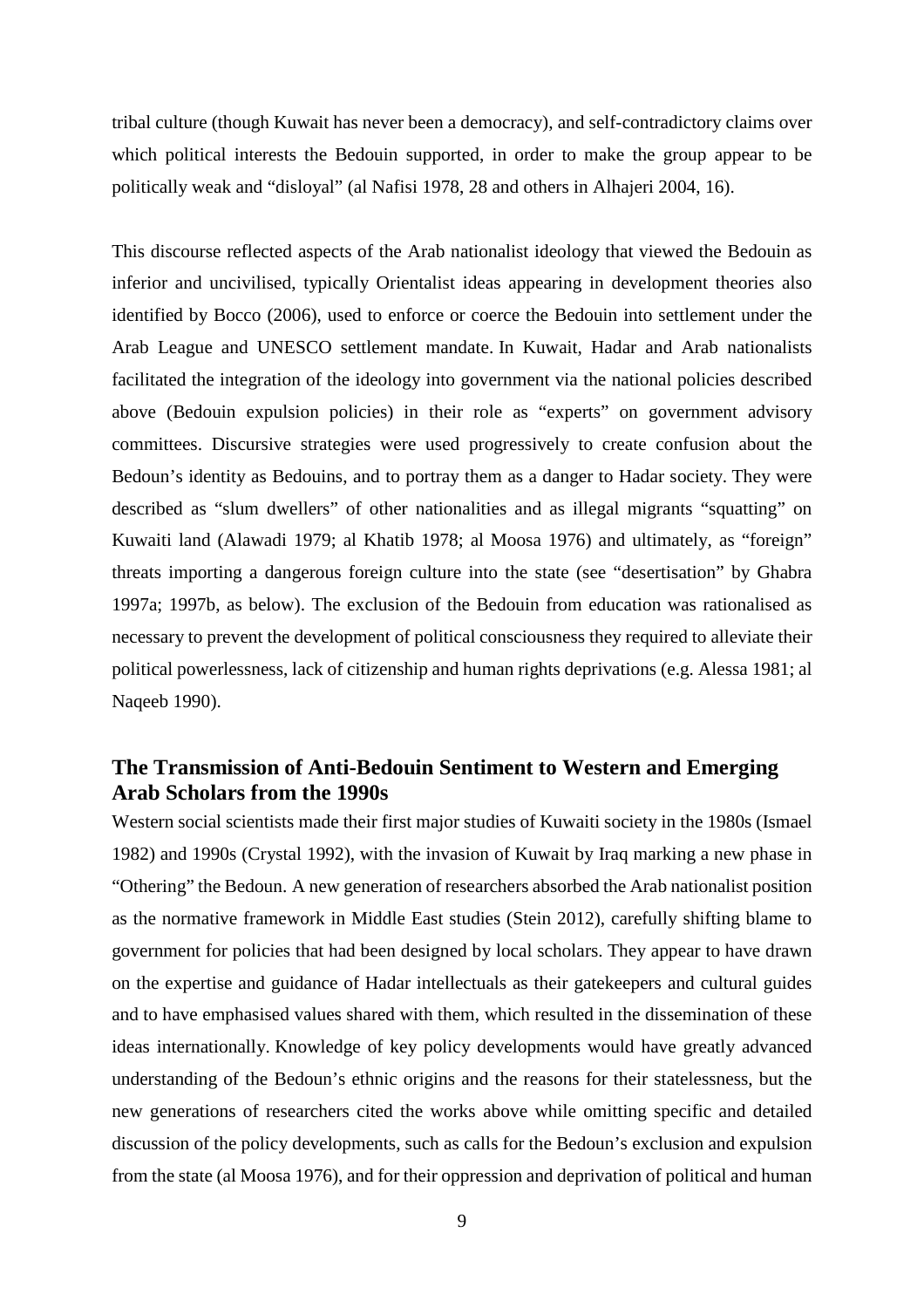tribal culture (though Kuwait has never been a democracy), and self-contradictory claims over which political interests the Bedouin supported, in order to make the group appear to be politically weak and "disloyal" (al Nafisi 1978, 28 and others in Alhajeri 2004, 16).

This discourse reflected aspects of the Arab nationalist ideology that viewed the Bedouin as inferior and uncivilised, typically Orientalist ideas appearing in development theories also identified by Bocco (2006), used to enforce or coerce the Bedouin into settlement under the Arab League and UNESCO settlement mandate. In Kuwait, Hadar and Arab nationalists facilitated the integration of the ideology into government via the national policies described above (Bedouin expulsion policies) in their role as "experts" on government advisory committees. Discursive strategies were used progressively to create confusion about the Bedoun's identity as Bedouins, and to portray them as a danger to Hadar society. They were described as "slum dwellers" of other nationalities and as illegal migrants "squatting" on Kuwaiti land (Alawadi 1979; al Khatib 1978; al Moosa 1976) and ultimately, as "foreign" threats importing a dangerous foreign culture into the state (see "desertisation" by Ghabra 1997a; 1997b, as below). The exclusion of the Bedouin from education was rationalised as necessary to prevent the development of political consciousness they required to alleviate their political powerlessness, lack of citizenship and human rights deprivations (e.g. Alessa 1981; al Naqeeb 1990).

## The Transmission of Anti-Bedouin Sentiment to Western and Emerging Arab Scholars from the 1990s

Western social scientists made their first major studies of Kuwaiti society in the 1980s (Ismael 1982) and 1990s (Crystal 1992), with the invasion of Kuwait by Iraq marking a new phase in "Othering" the Bedoun. A new generation of researchers absorbed the Arab nationalist position as the normative framework in Middle East studies (Stein 2012), carefully shifting blame to government for policies that had been designed by local scholars. They appear to have drawn on the expertise and guidance of Hadar intellectuals as their gatekeepers and cultural guides and to have emphasised values shared with them, which resulted in the dissemination of these ideas internationally. Knowledge of key policy developments would have greatly advanced understanding of the Bedoun's ethnic origins and the reasons for their statelessness, but the new generations of researchers cited the works above while omitting specific and detailed discussion of the policy developments, such as calls for the Bedoun's exclusion and expulsion from the state (al Moosa 1976), and for their oppression and deprivation of political and human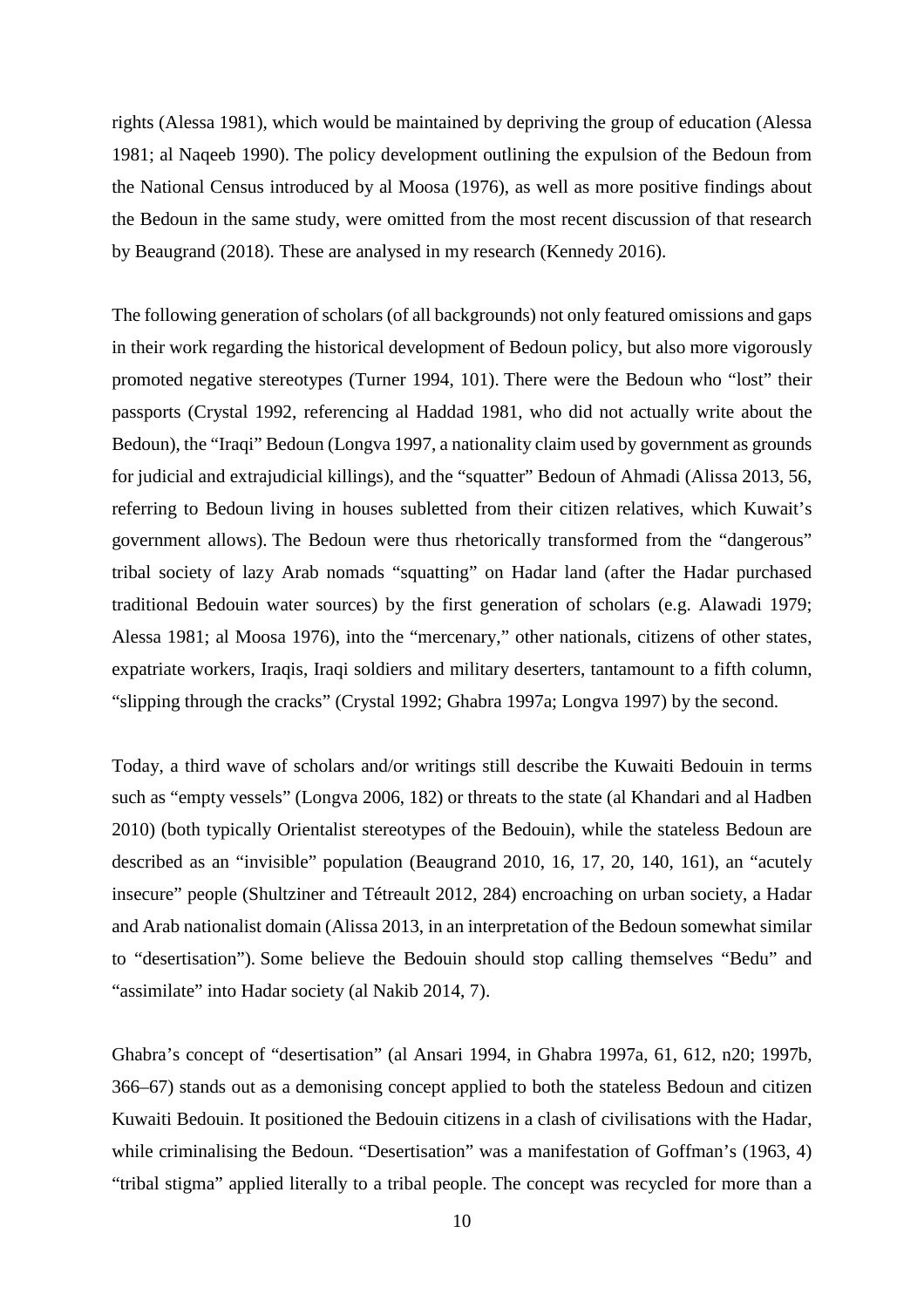rights (Alessa 1981), which would be maintained by depriving the group of education (Alessa 1981; al Naqeeb 1990). The policy development outlining the expulsion of the Bedoun from the National Census introduced by al Moosa (1976), as well as more positive findings about the Bedoun in the same study, were omitted from the most recent discussion of that research by Beaugrand (2018). These are analysed in my research (Kennedy 2016).

The following generation of scholars (of all backgrounds) not only featured omissions and gaps in their work regarding the historical development of Bedoun policy, but also more vigorously promoted negative stereotypes (Turner 1994, 101). There were the Bedoun who "lost" their passports (Crystal 1992, referencing al Haddad 1981, who did not actually write about the Bedoun), the "Iraqi" Bedoun (Longva 1997, a nationality claim used by government as grounds for judicial and extrajudicial killings), and the "squatter" Bedoun of Ahmadi (Alissa 2013, 56, referring to Bedoun living in houses subletted from their citizen relatives, which Kuwait's government allows). The Bedoun were thus rhetorically transformed from the "dangerous" tribal society of lazy Arab nomads "squatting" on Hadar land (after the Hadar purchased traditional Bedouin water sources) by the first generation of scholars (e.g. Alawadi 1979; Alessa 1981; al Moosa 1976), into the "mercenary," other nationals, citizens of other states, expatriate workers, Iraqis, Iraqi soldiers and military deserters, tantamount to a fifth column, "slipping through the cracks" (Crystal 1992; Ghabra 1997a; Longva 1997) by the second.

Today, a third wave of scholars and/or writings still describe the Kuwaiti Bedouin in terms such as "empty vessels" (Longva 2006, 182) or threats to the state (al Khandari and al Hadben 2010) (both typically Orientalist stereotypes of the Bedouin), while the stateless Bedoun are described as an "invisible" population (Beaugrand 2010, 16, 17, 20, 140, 161), an "acutely insecure" people (Shultziner and Tétreault 2012, 284) encroaching on urban society, a Hadar and Arab nationalist domain (Alissa 2013, in an interpretation of the Bedoun somewhat similar to "desertisation"). Some believe the Bedouin should stop calling themselves "Bedu" and "assimilate" into Hadar society (al Nakib 2014, 7).

Ghabra's concept of "desertisation" (al Ansari 1994, in Ghabra 1997a, 61, 612, n20; 1997b, 366–67) stands out as a demonising concept applied to both the stateless Bedoun and citizen Kuwaiti Bedouin. It positioned the Bedouin citizens in a clash of civilisations with the Hadar, while criminalising the Bedoun. "Desertisation" was a manifestation of Goffman's (1963, 4) "tribal stigma" applied literally to a tribal people. The concept was recycled for more than a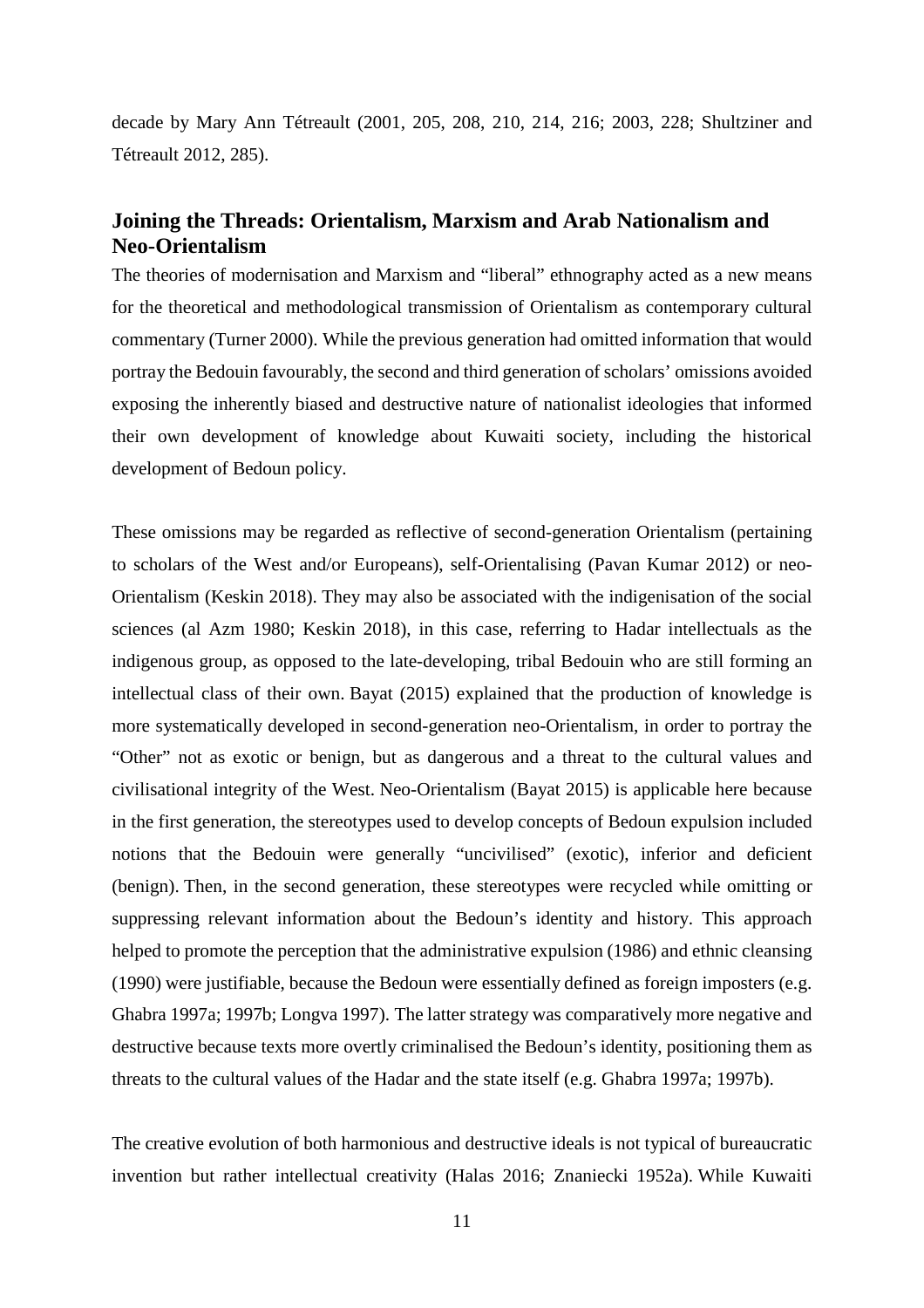decade by Mary Ann Tétreault (2001, 205, 208, 210, 214, 216; 2003, 228; Shultziner and Tétreault 2012, 285).

## Joining the Threads: Orientalism, Marxism and Arab Nationalism and Neo-Orientalism

The theories of modernisation and Marxism and "liberal" ethnography acted as a new means for the theoretical and methodological transmission of Orientalism as contemporary cultural commentary (Turner 2000). While the previous generation had omitted information that would portray the Bedouin favourably, the second and third generation of scholars' omissions avoided exposing the inherently biased and destructive nature of nationalist ideologies that informed their own development of knowledge about Kuwaiti society, including the historical development of Bedoun policy.

These omissions may be regarded as reflective of second-generation Orientalism (pertaining to scholars of the West and/or Europeans), self-Orientalising (Pavan Kumar 2012) or neo-Orientalism (Keskin 2018). They may also be associated with the indigenisation of the social sciences (al Azm 1980; Keskin 2018), in this case, referring to Hadar intellectuals as the indigenous group, as opposed to the late-developing, tribal Bedouin who are still forming an intellectual class of their own. Bayat (2015) explained that the production of knowledge is more systematically developed in second-generation neo-Orientalism, in order to portray the "Other" not as exotic or benign, but as dangerous and a threat to the cultural values and civilisational integrity of the West. Neo-Orientalism (Bayat 2015) is applicable here because in the first generation, the stereotypes used to develop concepts of Bedoun expulsion included notions that the Bedouin were generally "uncivilised" (exotic), inferior and deficient (benign). Then, in the second generation, these stereotypes were recycled while omitting or suppressing relevant information about the Bedoun's identity and history. This approach helped to promote the perception that the administrative expulsion (1986) and ethnic cleansing (1990) were justifiable, because the Bedoun were essentially defined as foreign imposters (e.g. Ghabra 1997a; 1997b; Longva 1997). The latter strategy was comparatively more negative and destructive because texts more overtly criminalised the Bedoun's identity, positioning them as threats to the cultural values of the Hadar and the state itself (e.g. Ghabra 1997a; 1997b).

The creative evolution of both harmonious and destructive ideals is not typical of bureaucratic invention but rather intellectual creativity (Halas 2016; Znaniecki 1952a). While Kuwaiti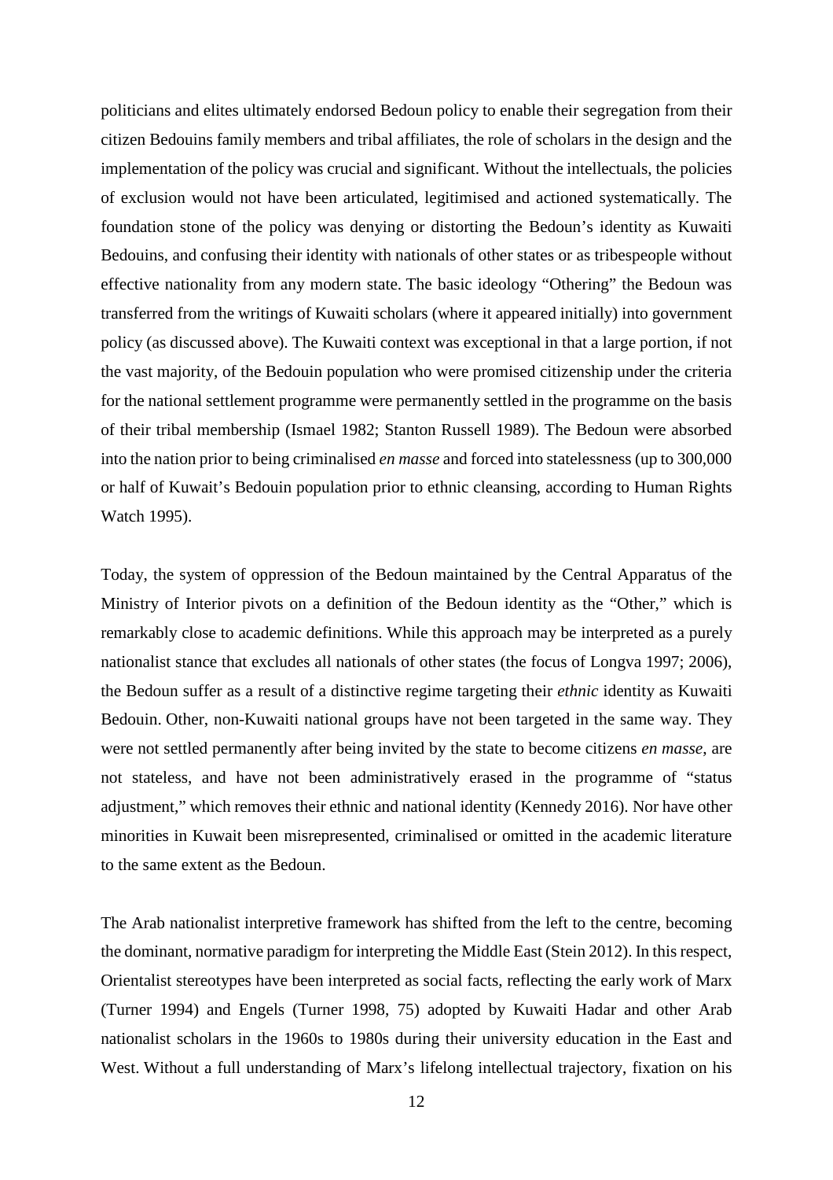politicians and elites ultimately endorsed Bedoun policy to enable their segregation from their citizen Bedouins family members and tribal affiliates, the role of scholars in the design and the implementation of the policy was crucial and significant. Without the intellectuals, the policies of exclusion would not have been articulated, legitimised and actioned systematically. The foundation stone of the policy was denying or distorting the Bedoun's identity as Kuwaiti Bedouins, and confusing their identity with nationals of other states or as tribespeople without effective nationality from any modern state. The basic ideology "Othering" the Bedoun was transferred from the writings of Kuwaiti scholars (where it appeared initially) into government policy (as discussed above). The Kuwaiti context was exceptional in that a large portion, if not the vast majority, of the Bedouin population who were promised citizenship under the criteria for the national settlement programme were permanently settled in the programme on the basis of their tribal membership (Ismael 1982; Stanton Russell 1989). The Bedoun were absorbed into the nation prior to being criminalised *en masse* and forced into statelessness (up to 300,000 or half of Kuwait's Bedouin population prior to ethnic cleansing, according to Human Rights Watch 1995).

Today, the system of oppression of the Bedoun maintained by the Central Apparatus of the Ministry of Interior pivots on a definition of the Bedoun identity as the "Other," which is remarkably close to academic definitions. While this approach may be interpreted as a purely nationalist stance that excludes all nationals of other states (the focus of Longva 1997; 2006), the Bedoun suffer as a result of a distinctive regime targeting their *ethnic* identity as Kuwaiti Bedouin. Other, non-Kuwaiti national groups have not been targeted in the same way. They were not settled permanently after being invited by the state to become citizens *en masse*, are not stateless, and have not been administratively erased in the programme of "status adjustment," which removes their ethnic and national identity (Kennedy 2016). Nor have other minorities in Kuwait been misrepresented, criminalised or omitted in the academic literature to the same extent as the Bedoun.

The Arab nationalist interpretive framework has shifted from the left to the centre, becoming the dominant, normative paradigm for interpreting the Middle East (Stein 2012). In this respect, Orientalist stereotypes have been interpreted as social facts, reflecting the early work of Marx (Turner 1994) and Engels (Turner 1998, 75) adopted by Kuwaiti Hadar and other Arab nationalist scholars in the 1960s to 1980s during their university education in the East and West. Without a full understanding of Marx's lifelong intellectual trajectory, fixation on his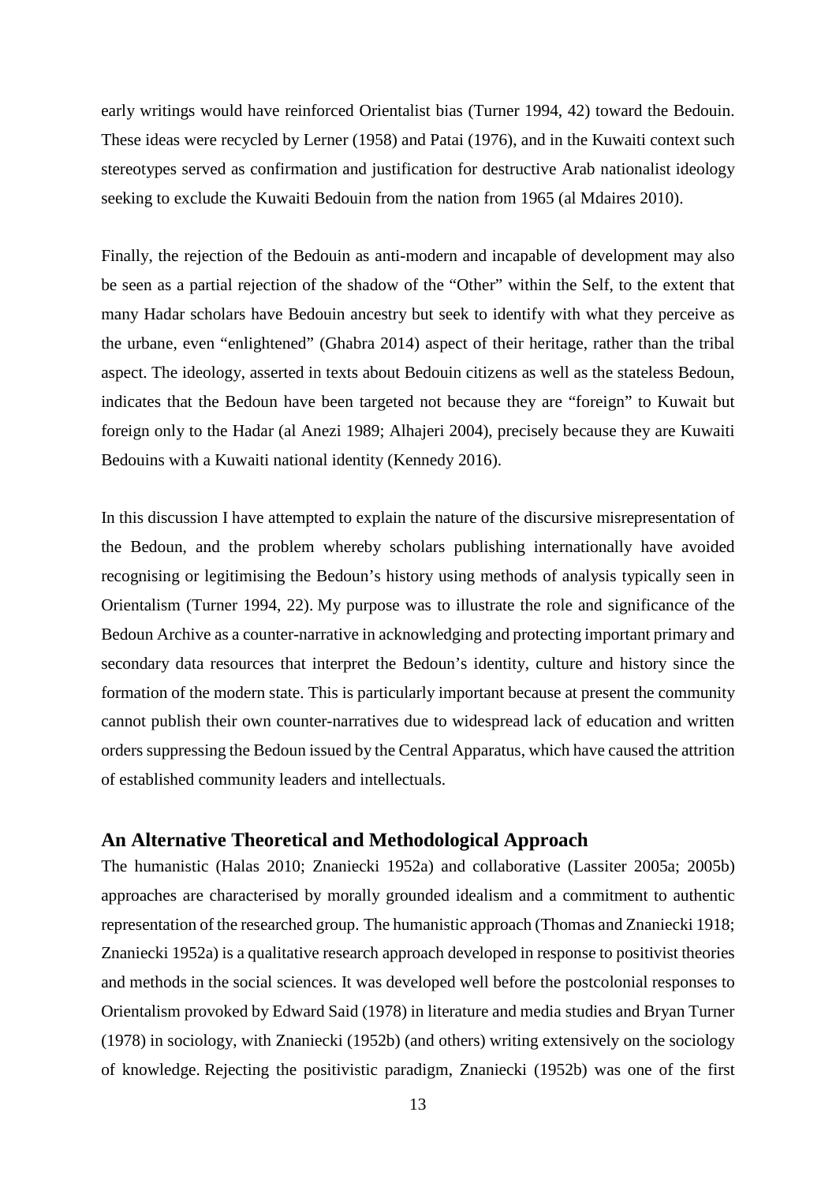early writings would have reinforced Orientalist bias (Turner 1994, 42) toward the Bedouin. These ideas were recycled by Lerner (1958) and Patai (1976), and in the Kuwaiti context such stereotypes served as confirmation and justification for destructive Arab nationalist ideology seeking to exclude the Kuwaiti Bedouin from the nation from 1965 (al Mdaires 2010).

Finally, the rejection of the Bedouin as anti-modern and incapable of development may also be seen as a partial rejection of the shadow of the "Other" within the Self, to the extent that many Hadar scholars have Bedouin ancestry but seek to identify with what they perceive as the urbane, even "enlightened" (Ghabra 2014) aspect of their heritage, rather than the tribal aspect. The ideology, asserted in texts about Bedouin citizens as well as the stateless Bedoun, indicates that the Bedoun have been targeted not because they are "foreign" to Kuwait but foreign only to the Hadar (al Anezi 1989; Alhajeri 2004), precisely because they are Kuwaiti Bedouins with a Kuwaiti national identity (Kennedy 2016).

In this discussion I have attempted to explain the nature of the discursive misrepresentation of the Bedoun, and the problem whereby scholars publishing internationally have avoided recognising or legitimising the Bedoun's history using methods of analysis typically seen in Orientalism (Turner 1994, 22). My purpose was to illustrate the role and significance of the Bedoun Archive as a counter-narrative in acknowledging and protecting important primary and secondary data resources that interpret the Bedoun's identity, culture and history since the formation of the modern state. This is particularly important because at present the community cannot publish their own counter-narratives due to widespread lack of education and written orders suppressing the Bedoun issued by the Central Apparatus, which have caused the attrition of established community leaders and intellectuals.

## An Alternative Theoretical and Methodological Approach

The humanistic (Halas 2010; Znaniecki 1952a) and collaborative (Lassiter 2005a; 2005b) approaches are characterised by morally grounded idealism and a commitment to authentic representation of the researched group. The humanistic approach (Thomas and Znaniecki 1918; Znaniecki 1952a) is a qualitative research approach developed in response to positivist theories and methods in the social sciences. It was developed well before the postcolonial responses to Orientalism provoked by Edward Said (1978) in literature and media studies and Bryan Turner (1978) in sociology, with Znaniecki (1952b) (and others) writing extensively on the sociology of knowledge. Rejecting the positivistic paradigm, Znaniecki (1952b) was one of the first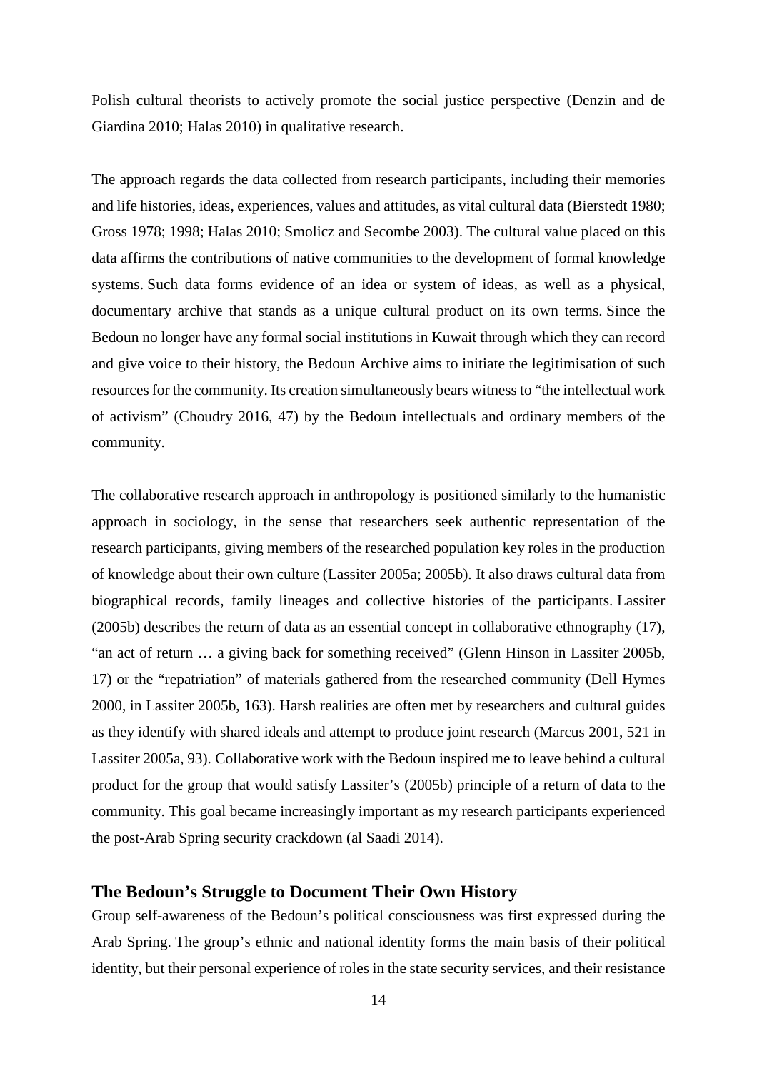Polish cultural theorists to actively promote the social justice perspective (Denzin and de Giardina 2010; Halas 2010) in qualitative research.

The approach regards the data collected from research participants, including their memories and life histories, ideas, experiences, values and attitudes, as vital cultural data (Bierstedt 1980; Gross 1978; 1998; Halas 2010; Smolicz and Secombe 2003). The cultural value placed on this data affirms the contributions of native communities to the development of formal knowledge systems. Such data forms evidence of an idea or system of ideas, as well as a physical, documentary archive that stands as a unique cultural product on its own terms. Since the Bedoun no longer have any formal social institutions in Kuwait through which they can record and give voice to their history, the Bedoun Archive aims to initiate the legitimisation of such resources for the community. Its creation simultaneously bears witness to "the intellectual work of activism" (Choudry 2016, 47) by the Bedoun intellectuals and ordinary members of the community.

The collaborative research approach in anthropology is positioned similarly to the humanistic approach in sociology, in the sense that researchers seek authentic representation of the research participants, giving members of the researched population key roles in the production of knowledge about their own culture (Lassiter 2005a; 2005b). It also draws cultural data from biographical records, family lineages and collective histories of the participants. Lassiter (2005b) describes the return of data as an essential concept in collaborative ethnography (17), "an act of return … a giving back for something received" (Glenn Hinson in Lassiter 2005b, 17) or the "repatriation" of materials gathered from the researched community (Dell Hymes 2000, in Lassiter 2005b, 163). Harsh realities are often met by researchers and cultural guides as they identify with shared ideals and attempt to produce joint research (Marcus 2001, 521 in Lassiter 2005a, 93). Collaborative work with the Bedoun inspired me to leave behind a cultural product for the group that would satisfy Lassiter's (2005b) principle of a return of data to the community. This goal became increasingly important as my research participants experienced the post-Arab Spring security crackdown (al Saadi 2014).

## The Bedoun's Struggle to Document Their Own History

Group self-awareness of the Bedoun's political consciousness was first expressed during the Arab Spring. The group's ethnic and national identity forms the main basis of their political identity, but their personal experience of roles in the state security services, and their resistance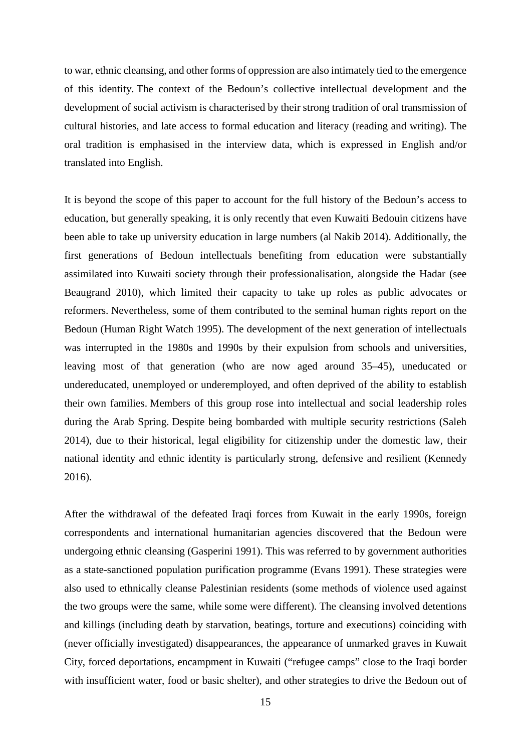to war, ethnic cleansing, and other forms of oppression are also intimately tied to the emergence of this identity. The context of the Bedoun's collective intellectual development and the development of social activism is characterised by their strong tradition of oral transmission of cultural histories, and late access to formal education and literacy (reading and writing). The oral tradition is emphasised in the interview data, which is expressed in English and/or translated into English.

It is beyond the scope of this paper to account for the full history of the Bedoun's access to education, but generally speaking, it is only recently that even Kuwaiti Bedouin citizens have been able to take up university education in large numbers (al Nakib 2014). Additionally, the first generations of Bedoun intellectuals benefiting from education were substantially assimilated into Kuwaiti society through their professionalisation, alongside the Hadar (see Beaugrand 2010), which limited their capacity to take up roles as public advocates or reformers. Nevertheless, some of them contributed to the seminal human rights report on the Bedoun (Human Right Watch 1995). The development of the next generation of intellectuals was interrupted in the 1980s and 1990s by their expulsion from schools and universities, leaving most of that generation (who are now aged around 35–45), uneducated or undereducated, unemployed or underemployed, and often deprived of the ability to establish their own families. Members of this group rose into intellectual and social leadership roles during the Arab Spring. Despite being bombarded with multiple security restrictions (Saleh 2014), due to their historical, legal eligibility for citizenship under the domestic law, their national identity and ethnic identity is particularly strong, defensive and resilient (Kennedy 2016).

After the withdrawal of the defeated Iraqi forces from Kuwait in the early 1990s, foreign correspondents and international humanitarian agencies discovered that the Bedoun were undergoing ethnic cleansing (Gasperini 1991). This was referred to by government authorities as a state-sanctioned population purification programme (Evans 1991). These strategies were also used to ethnically cleanse Palestinian residents (some methods of violence used against the two groups were the same, while some were different). The cleansing involved detentions and killings (including death by starvation, beatings, torture and executions) coinciding with (never officially investigated) disappearances, the appearance of unmarked graves in Kuwait City, forced deportations, encampment in Kuwaiti ("refugee camps" close to the Iraqi border with insufficient water, food or basic shelter), and other strategies to drive the Bedoun out of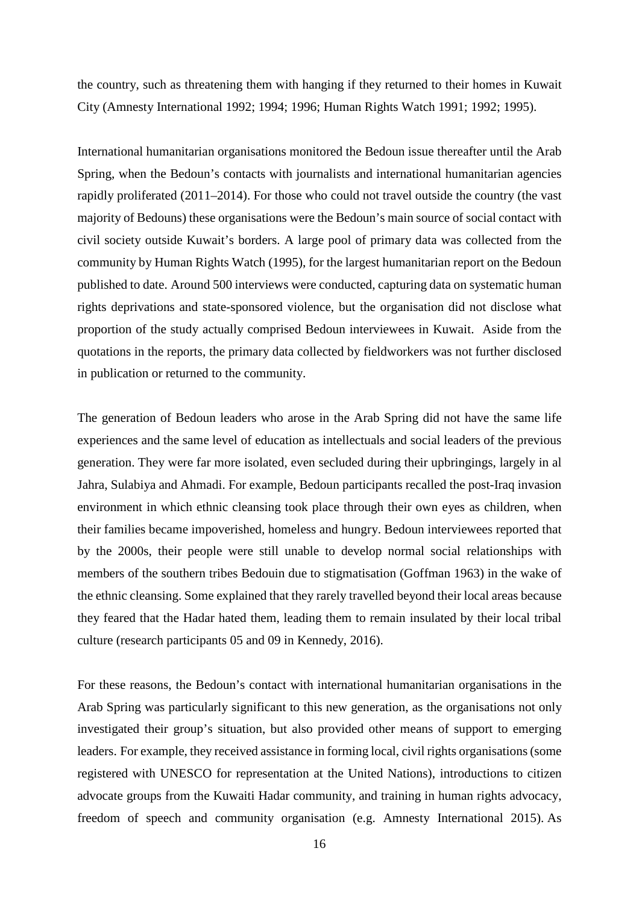the country, such as threatening them with hanging if they returned to their homes in Kuwait City (Amnesty International 1992; 1994; 1996; Human Rights Watch 1991; 1992; 1995).

International humanitarian organisations monitored the Bedoun issue thereafter until the Arab Spring, when the Bedoun's contacts with journalists and international humanitarian agencies rapidly proliferated (2011–2014). For those who could not travel outside the country (the vast majority of Bedouns) these organisations were the Bedoun's main source of social contact with civil society outside Kuwait's borders. A large pool of primary data was collected from the community by Human Rights Watch (1995), for the largest humanitarian report on the Bedoun published to date. Around 500 interviews were conducted, capturing data on systematic human rights deprivations and state-sponsored violence, but the organisation did not disclose what proportion of the study actually comprised Bedoun interviewees in Kuwait. Aside from the quotations in the reports, the primary data collected by fieldworkers was not further disclosed in publication or returned to the community.

The generation of Bedoun leaders who arose in the Arab Spring did not have the same life experiences and the same level of education as intellectuals and social leaders of the previous generation. They were far more isolated, even secluded during their upbringings, largely in al Jahra, Sulabiya and Ahmadi. For example, Bedoun participants recalled the post-Iraq invasion environment in which ethnic cleansing took place through their own eyes as children, when their families became impoverished, homeless and hungry. Bedoun interviewees reported that by the 2000s, their people were still unable to develop normal social relationships with members of the southern tribes Bedouin due to stigmatisation (Goffman 1963) in the wake of the ethnic cleansing. Some explained that they rarely travelled beyond their local areas because they feared that the Hadar hated them, leading them to remain insulated by their local tribal culture (research participants 05 and 09 in Kennedy, 2016).

For these reasons, the Bedoun's contact with international humanitarian organisations in the Arab Spring was particularly significant to this new generation, as the organisations not only investigated their group's situation, but also provided other means of support to emerging leaders. For example, they received assistance in forming local, civil rights organisations (some registered with UNESCO for representation at the United Nations), introductions to citizen advocate groups from the Kuwaiti Hadar community, and training in human rights advocacy, freedom of speech and community organisation (e.g. Amnesty International 2015). As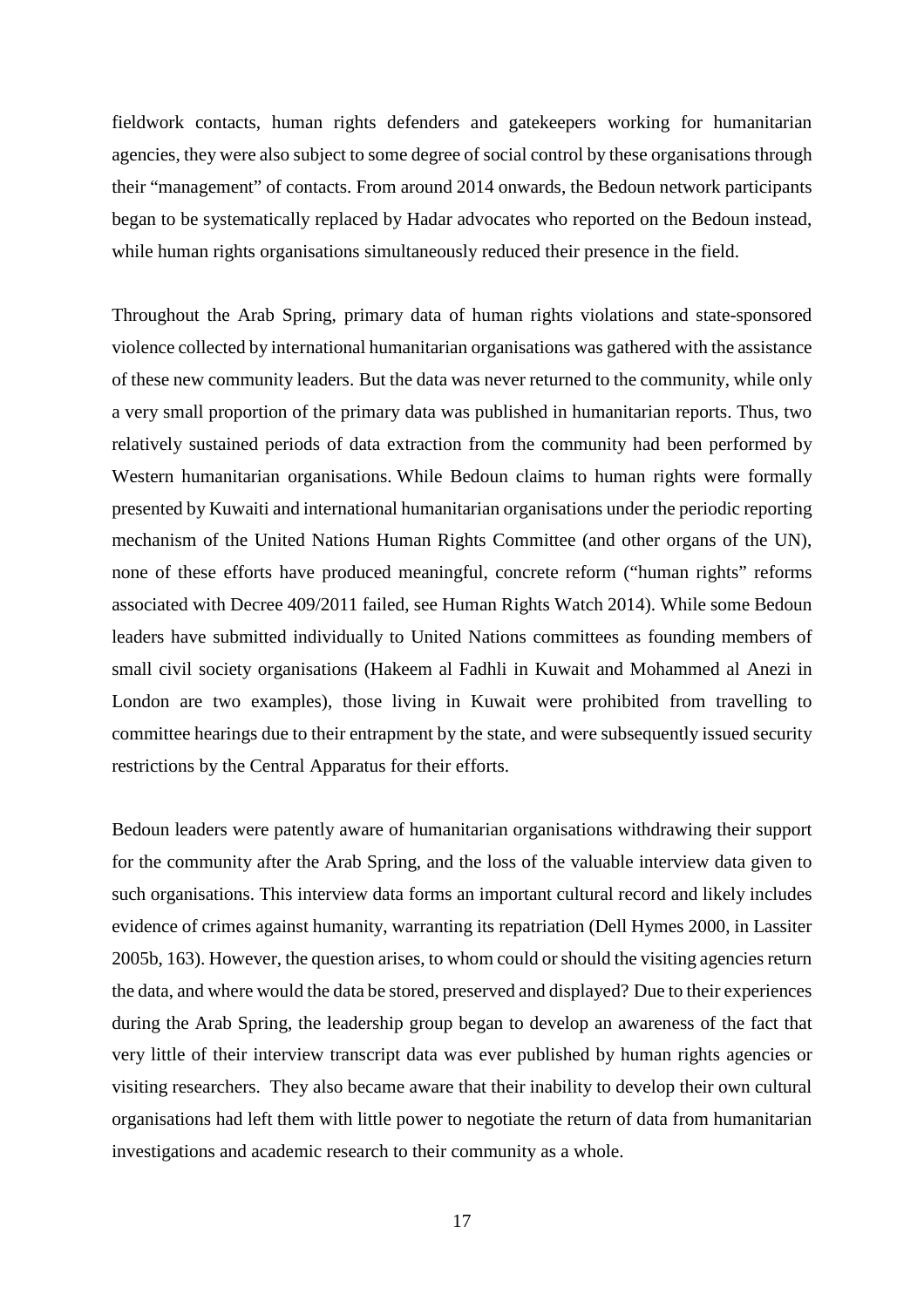fieldwork contacts, human rights defenders and gatekeepers working for humanitarian agencies, they were also subject to some degree of social control by these organisations through their "management" of contacts. From around 2014 onwards, the Bedoun network participants began to be systematically replaced by Hadar advocates who reported on the Bedoun instead, while human rights organisations simultaneously reduced their presence in the field.

Throughout the Arab Spring, primary data of human rights violations and state-sponsored violence collected by international humanitarian organisations was gathered with the assistance of these new community leaders. But the data was never returned to the community, while only a very small proportion of the primary data was published in humanitarian reports. Thus, two relatively sustained periods of data extraction from the community had been performed by Western humanitarian organisations. While Bedoun claims to human rights were formally presented by Kuwaiti and international humanitarian organisations under the periodic reporting mechanism of the United Nations Human Rights Committee (and other organs of the UN), none of these efforts have produced meaningful, concrete reform ("human rights" reforms associated with Decree 409/2011 failed, see Human Rights Watch 2014). While some Bedoun leaders have submitted individually to United Nations committees as founding members of small civil society organisations (Hakeem al Fadhli in Kuwait and Mohammed al Anezi in London are two examples), those living in Kuwait were prohibited from travelling to committee hearings due to their entrapment by the state, and were subsequently issued security restrictions by the Central Apparatus for their efforts.

Bedoun leaders were patently aware of humanitarian organisations withdrawing their support for the community after the Arab Spring, and the loss of the valuable interview data given to such organisations. This interview data forms an important cultural record and likely includes evidence of crimes against humanity, warranting its repatriation (Dell Hymes 2000, in Lassiter 2005b, 163). However, the question arises, to whom could or should the visiting agencies return the data, and where would the data be stored, preserved and displayed? Due to their experiences during the Arab Spring, the leadership group began to develop an awareness of the fact that very little of their interview transcript data was ever published by human rights agencies or visiting researchers. They also became aware that their inability to develop their own cultural organisations had left them with little power to negotiate the return of data from humanitarian investigations and academic research to their community as a whole.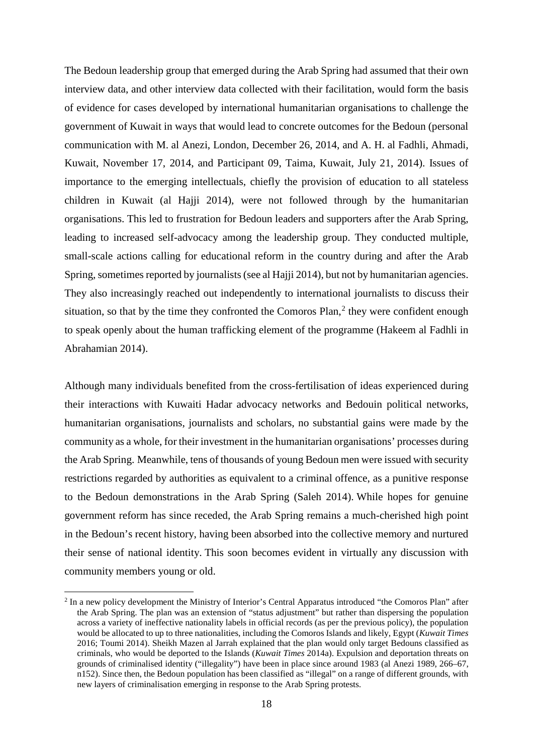The Bedoun leadership group that emerged during the Arab Spring had assumed that their own interview data, and other interview data collected with their facilitation, would form the basis of evidence for cases developed by international humanitarian organisations to challenge the government of Kuwait in ways that would lead to concrete outcomes for the Bedoun (personal communication with M. al Anezi, London, December 26, 2014, and A. H. al Fadhli, Ahmadi, Kuwait, November 17, 2014, and Participant 09, Taima, Kuwait, July 21, 2014). Issues of importance to the emerging intellectuals, chiefly the provision of education to all stateless children in Kuwait (al Hajji 2014), were not followed through by the humanitarian organisations. This led to frustration for Bedoun leaders and supporters after the Arab Spring, leading to increased self-advocacy among the leadership group. They conducted multiple, small-scale actions calling for educational reform in the country during and after the Arab Spring, sometimes reported by journalists (see al Hajji 2014), but not by humanitarian agencies. They also increasingly reached out independently to international journalists to discuss their situation, so that by the time they confronted the Comoros Plan,[2] they were confident enough to speak openly about the human trafficking element of the programme (Hakeem al Fadhli in Abrahamian 2014).

Although many individuals benefited from the cross-fertilisation of ideas experienced during their interactions with Kuwaiti Hadar advocacy networks and Bedouin political networks, humanitarian organisations, journalists and scholars, no substantial gains were made by the community as a whole, for their investment in the humanitarian organisations' processes during the Arab Spring. Meanwhile, tens of thousands of young Bedoun men were issued with security restrictions regarded by authorities as equivalent to a criminal offence, as a punitive response to the Bedoun demonstrations in the Arab Spring (Saleh 2014). While hopes for genuine government reform has since receded, the Arab Spring remains a much-cherished high point in the Bedoun's recent history, having been absorbed into the collective memory and nurtured their sense of national identity. This soon becomes evident in virtually any discussion with community members young or old.

[2] In a new policy development the Ministry of Interior's Central Apparatus introduced "the Comoros Plan" after the Arab Spring. The plan was an extension of "status adjustment" but rather than dispersing the population across a variety of ineffective nationality labels in official records (as per the previous policy), the population would be allocated to up to three nationalities, including the Comoros Islands and likely, Egypt (*Kuwait Times* 2016; Toumi 2014). Sheikh Mazen al Jarrah explained that the plan would only target Bedouns classified as criminals, who would be deported to the Islands (*Kuwait Times* 2014a). Expulsion and deportation threats on grounds of criminalised identity ("illegality") have been in place since around 1983 (al Anezi 1989, 266–67, n152). Since then, the Bedoun population has been classified as "illegal" on a range of different grounds, with new layers of criminalisation emerging in response to the Arab Spring protests.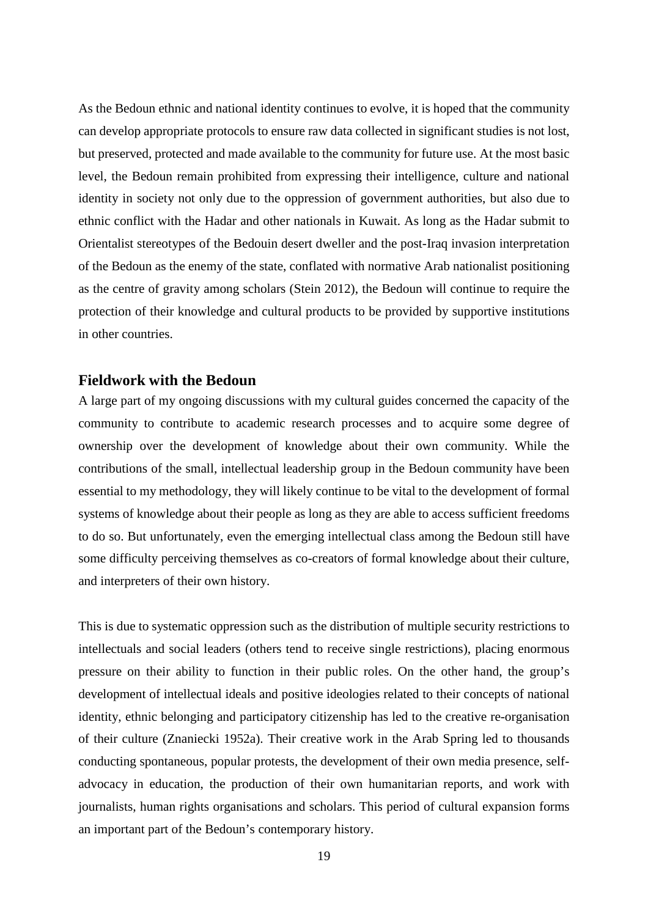As the Bedoun ethnic and national identity continues to evolve, it is hoped that the community can develop appropriate protocols to ensure raw data collected in significant studies is not lost, but preserved, protected and made available to the community for future use. At the most basic level, the Bedoun remain prohibited from expressing their intelligence, culture and national identity in society not only due to the oppression of government authorities, but also due to ethnic conflict with the Hadar and other nationals in Kuwait. As long as the Hadar submit to Orientalist stereotypes of the Bedouin desert dweller and the post-Iraq invasion interpretation of the Bedoun as the enemy of the state, conflated with normative Arab nationalist positioning as the centre of gravity among scholars (Stein 2012), the Bedoun will continue to require the protection of their knowledge and cultural products to be provided by supportive institutions in other countries.

## Fieldwork with the Bedoun

A large part of my ongoing discussions with my cultural guides concerned the capacity of the community to contribute to academic research processes and to acquire some degree of ownership over the development of knowledge about their own community. While the contributions of the small, intellectual leadership group in the Bedoun community have been essential to my methodology, they will likely continue to be vital to the development of formal systems of knowledge about their people as long as they are able to access sufficient freedoms to do so. But unfortunately, even the emerging intellectual class among the Bedoun still have some difficulty perceiving themselves as co-creators of formal knowledge about their culture, and interpreters of their own history.

This is due to systematic oppression such as the distribution of multiple security restrictions to intellectuals and social leaders (others tend to receive single restrictions), placing enormous pressure on their ability to function in their public roles. On the other hand, the group's development of intellectual ideals and positive ideologies related to their concepts of national identity, ethnic belonging and participatory citizenship has led to the creative re-organisation of their culture (Znaniecki 1952a). Their creative work in the Arab Spring led to thousands conducting spontaneous, popular protests, the development of their own media presence, self-advocacy in education, the production of their own humanitarian reports, and work with journalists, human rights organisations and scholars. This period of cultural expansion forms an important part of the Bedoun's contemporary history.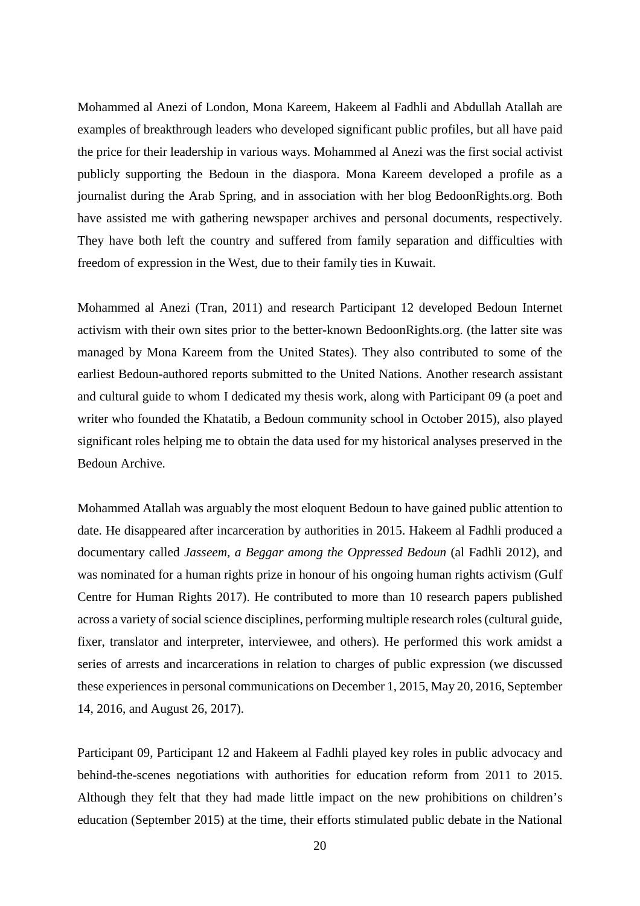Mohammed al Anezi of London, Mona Kareem, Hakeem al Fadhli and Abdullah Atallah are examples of breakthrough leaders who developed significant public profiles, but all have paid the price for their leadership in various ways. Mohammed al Anezi was the first social activist publicly supporting the Bedoun in the diaspora. Mona Kareem developed a profile as a journalist during the Arab Spring, and in association with her blog BedoonRights.org. Both have assisted me with gathering newspaper archives and personal documents, respectively. They have both left the country and suffered from family separation and difficulties with freedom of expression in the West, due to their family ties in Kuwait.

Mohammed al Anezi (Tran, 2011) and research Participant 12 developed Bedoun Internet activism with their own sites prior to the better-known BedoonRights.org. (the latter site was managed by Mona Kareem from the United States). They also contributed to some of the earliest Bedoun-authored reports submitted to the United Nations. Another research assistant and cultural guide to whom I dedicated my thesis work, along with Participant 09 (a poet and writer who founded the Khatatib, a Bedoun community school in October 2015), also played significant roles helping me to obtain the data used for my historical analyses preserved in the Bedoun Archive.

Mohammed Atallah was arguably the most eloquent Bedoun to have gained public attention to date. He disappeared after incarceration by authorities in 2015. Hakeem al Fadhli produced a documentary called *Jasseem, a Beggar among the Oppressed Bedoun* (al Fadhli 2012), and was nominated for a human rights prize in honour of his ongoing human rights activism (Gulf Centre for Human Rights 2017). He contributed to more than 10 research papers published across a variety of social science disciplines, performing multiple research roles (cultural guide, fixer, translator and interpreter, interviewee, and others). He performed this work amidst a series of arrests and incarcerations in relation to charges of public expression (we discussed these experiences in personal communications on December 1, 2015, May 20, 2016, September 14, 2016, and August 26, 2017).

Participant 09, Participant 12 and Hakeem al Fadhli played key roles in public advocacy and behind-the-scenes negotiations with authorities for education reform from 2011 to 2015. Although they felt that they had made little impact on the new prohibitions on children's education (September 2015) at the time, their efforts stimulated public debate in the National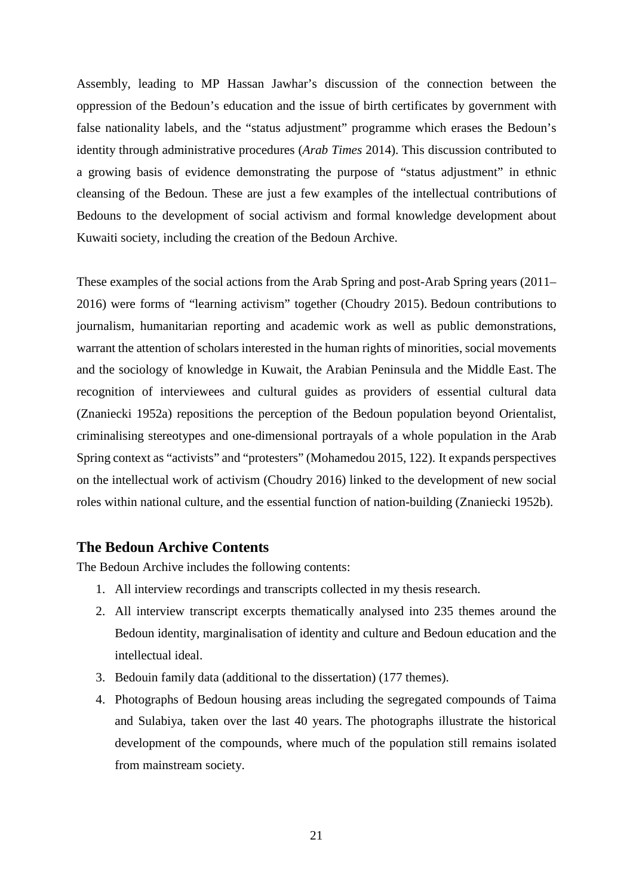Assembly, leading to MP Hassan Jawhar's discussion of the connection between the oppression of the Bedoun's education and the issue of birth certificates by government with false nationality labels, and the "status adjustment" programme which erases the Bedoun's identity through administrative procedures (*Arab Times* 2014). This discussion contributed to a growing basis of evidence demonstrating the purpose of "status adjustment" in ethnic cleansing of the Bedoun. These are just a few examples of the intellectual contributions of Bedouns to the development of social activism and formal knowledge development about Kuwaiti society, including the creation of the Bedoun Archive.

These examples of the social actions from the Arab Spring and post-Arab Spring years (2011–2016) were forms of "learning activism" together (Choudry 2015). Bedoun contributions to journalism, humanitarian reporting and academic work as well as public demonstrations, warrant the attention of scholars interested in the human rights of minorities, social movements and the sociology of knowledge in Kuwait, the Arabian Peninsula and the Middle East. The recognition of interviewees and cultural guides as providers of essential cultural data (Znaniecki 1952a) repositions the perception of the Bedoun population beyond Orientalist, criminalising stereotypes and one-dimensional portrayals of a whole population in the Arab Spring context as "activists" and "protesters" (Mohamedou 2015, 122). It expands perspectives on the intellectual work of activism (Choudry 2016) linked to the development of new social roles within national culture, and the essential function of nation-building (Znaniecki 1952b).

## The Bedoun Archive Contents

The Bedoun Archive includes the following contents:

1. All interview recordings and transcripts collected in my thesis research.
2. All interview transcript excerpts thematically analysed into 235 themes around the Bedoun identity, marginalisation of identity and culture and Bedoun education and the intellectual ideal.
3. Bedouin family data (additional to the dissertation) (177 themes).
4. Photographs of Bedoun housing areas including the segregated compounds of Taima and Sulabiya, taken over the last 40 years. The photographs illustrate the historical development of the compounds, where much of the population still remains isolated from mainstream society.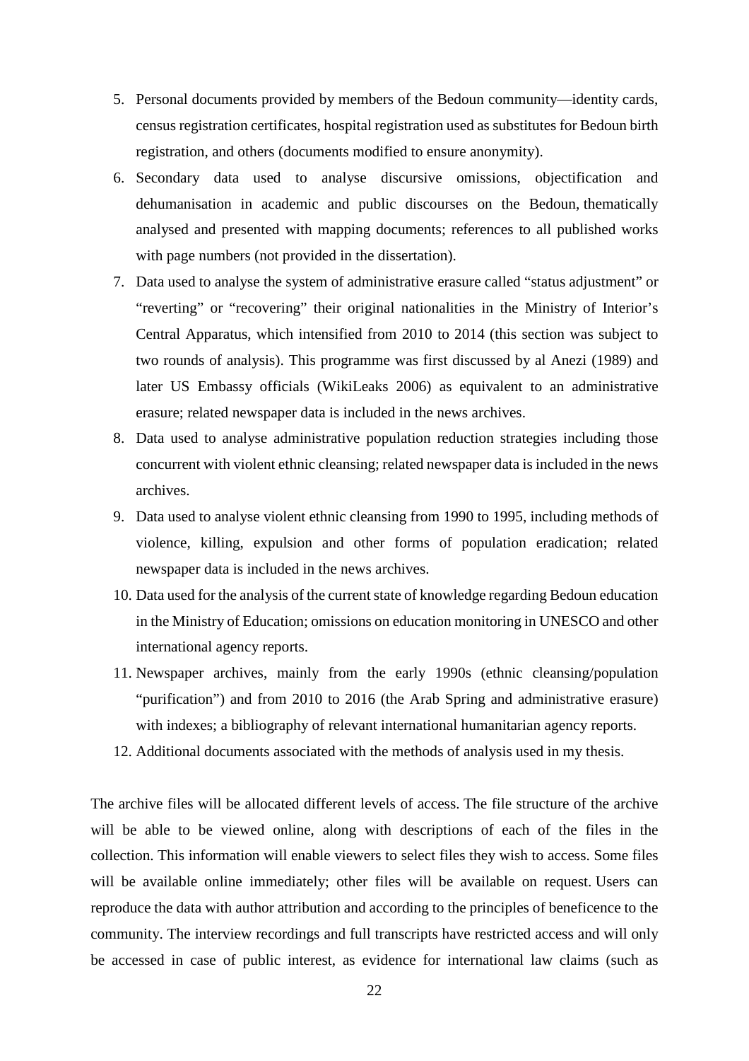5. Personal documents provided by members of the Bedoun community—identity cards, census registration certificates, hospital registration used as substitutes for Bedoun birth registration, and others (documents modified to ensure anonymity).
6. Secondary data used to analyse discursive omissions, objectification and dehumanisation in academic and public discourses on the Bedoun, thematically analysed and presented with mapping documents; references to all published works with page numbers (not provided in the dissertation).
7. Data used to analyse the system of administrative erasure called "status adjustment" or "reverting" or "recovering" their original nationalities in the Ministry of Interior's Central Apparatus, which intensified from 2010 to 2014 (this section was subject to two rounds of analysis). This programme was first discussed by al Anezi (1989) and later US Embassy officials (WikiLeaks 2006) as equivalent to an administrative erasure; related newspaper data is included in the news archives.
8. Data used to analyse administrative population reduction strategies including those concurrent with violent ethnic cleansing; related newspaper data is included in the news archives.
9. Data used to analyse violent ethnic cleansing from 1990 to 1995, including methods of violence, killing, expulsion and other forms of population eradication; related newspaper data is included in the news archives.
10. Data used for the analysis of the current state of knowledge regarding Bedoun education in the Ministry of Education; omissions on education monitoring in UNESCO and other international agency reports.
11. Newspaper archives, mainly from the early 1990s (ethnic cleansing/population "purification") and from 2010 to 2016 (the Arab Spring and administrative erasure) with indexes; a bibliography of relevant international humanitarian agency reports.
12. Additional documents associated with the methods of analysis used in my thesis.

The archive files will be allocated different levels of access. The file structure of the archive will be able to be viewed online, along with descriptions of each of the files in the collection. This information will enable viewers to select files they wish to access. Some files will be available online immediately; other files will be available on request. Users can reproduce the data with author attribution and according to the principles of beneficence to the community. The interview recordings and full transcripts have restricted access and will only be accessed in case of public interest, as evidence for international law claims (such as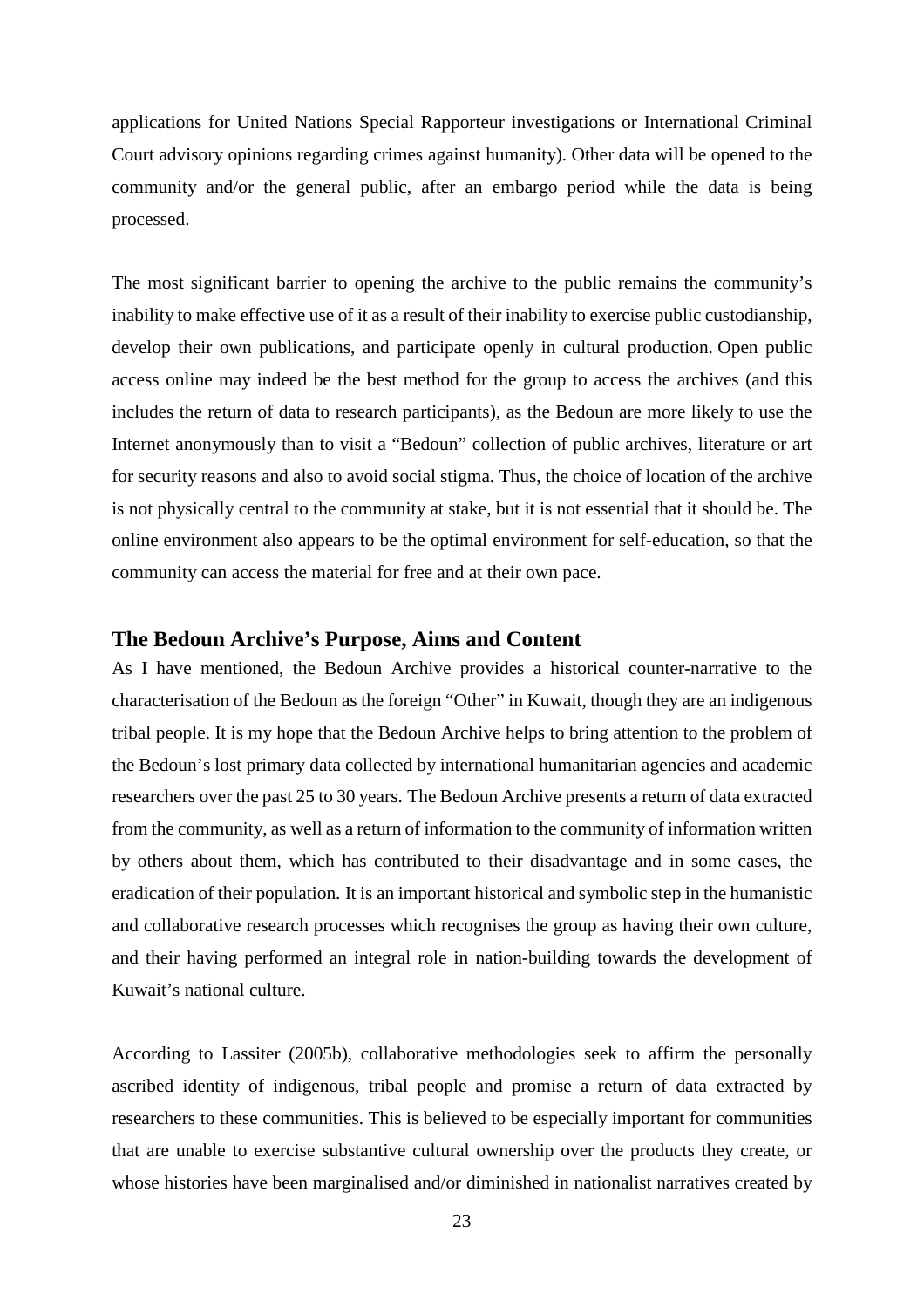applications for United Nations Special Rapporteur investigations or International Criminal Court advisory opinions regarding crimes against humanity). Other data will be opened to the community and/or the general public, after an embargo period while the data is being processed.

The most significant barrier to opening the archive to the public remains the community's inability to make effective use of it as a result of their inability to exercise public custodianship, develop their own publications, and participate openly in cultural production. Open public access online may indeed be the best method for the group to access the archives (and this includes the return of data to research participants), as the Bedoun are more likely to use the Internet anonymously than to visit a "Bedoun" collection of public archives, literature or art for security reasons and also to avoid social stigma. Thus, the choice of location of the archive is not physically central to the community at stake, but it is not essential that it should be. The online environment also appears to be the optimal environment for self-education, so that the community can access the material for free and at their own pace.

## The Bedoun Archive's Purpose, Aims and Content

As I have mentioned, the Bedoun Archive provides a historical counter-narrative to the characterisation of the Bedoun as the foreign "Other" in Kuwait, though they are an indigenous tribal people. It is my hope that the Bedoun Archive helps to bring attention to the problem of the Bedoun's lost primary data collected by international humanitarian agencies and academic researchers over the past 25 to 30 years. The Bedoun Archive presents a return of data extracted from the community, as well as a return of information to the community of information written by others about them, which has contributed to their disadvantage and in some cases, the eradication of their population. It is an important historical and symbolic step in the humanistic and collaborative research processes which recognises the group as having their own culture, and their having performed an integral role in nation-building towards the development of Kuwait's national culture.

According to Lassiter (2005b), collaborative methodologies seek to affirm the personally ascribed identity of indigenous, tribal people and promise a return of data extracted by researchers to these communities. This is believed to be especially important for communities that are unable to exercise substantive cultural ownership over the products they create, or whose histories have been marginalised and/or diminished in nationalist narratives created by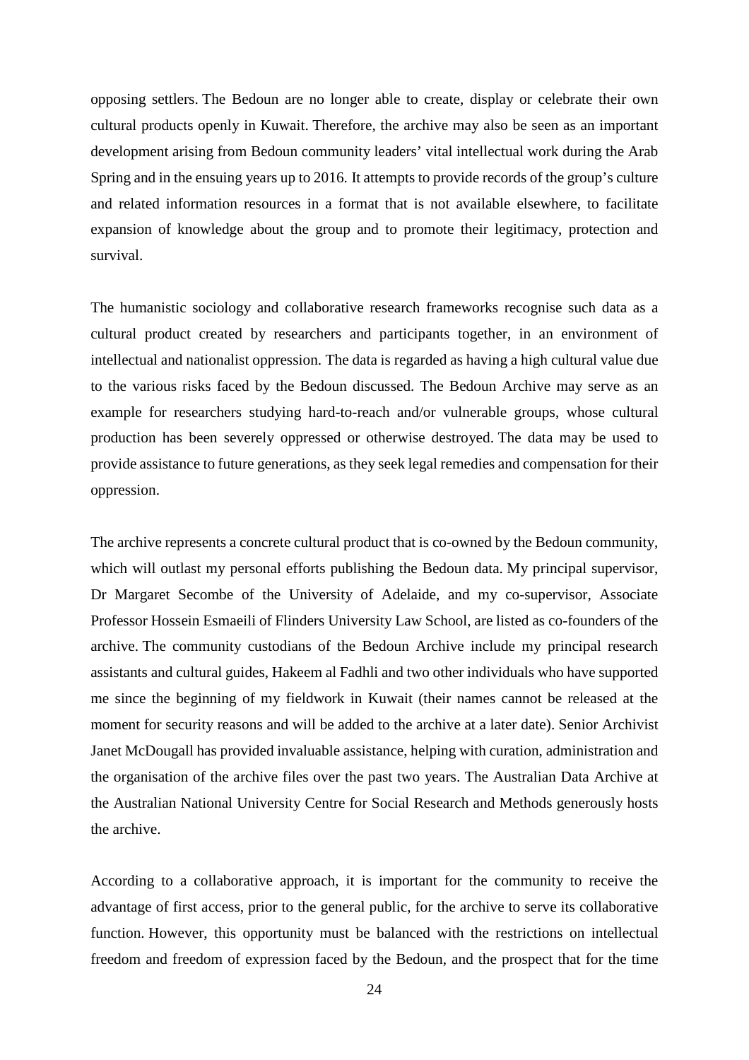opposing settlers. The Bedoun are no longer able to create, display or celebrate their own cultural products openly in Kuwait. Therefore, the archive may also be seen as an important development arising from Bedoun community leaders' vital intellectual work during the Arab Spring and in the ensuing years up to 2016. It attempts to provide records of the group's culture and related information resources in a format that is not available elsewhere, to facilitate expansion of knowledge about the group and to promote their legitimacy, protection and survival.

The humanistic sociology and collaborative research frameworks recognise such data as a cultural product created by researchers and participants together, in an environment of intellectual and nationalist oppression. The data is regarded as having a high cultural value due to the various risks faced by the Bedoun discussed. The Bedoun Archive may serve as an example for researchers studying hard-to-reach and/or vulnerable groups, whose cultural production has been severely oppressed or otherwise destroyed. The data may be used to provide assistance to future generations, as they seek legal remedies and compensation for their oppression.

The archive represents a concrete cultural product that is co-owned by the Bedoun community, which will outlast my personal efforts publishing the Bedoun data. My principal supervisor, Dr Margaret Secombe of the University of Adelaide, and my co-supervisor, Associate Professor Hossein Esmaeili of Flinders University Law School, are listed as co-founders of the archive. The community custodians of the Bedoun Archive include my principal research assistants and cultural guides, Hakeem al Fadhli and two other individuals who have supported me since the beginning of my fieldwork in Kuwait (their names cannot be released at the moment for security reasons and will be added to the archive at a later date). Senior Archivist Janet McDougall has provided invaluable assistance, helping with curation, administration and the organisation of the archive files over the past two years. The Australian Data Archive at the Australian National University Centre for Social Research and Methods generously hosts the archive.

According to a collaborative approach, it is important for the community to receive the advantage of first access, prior to the general public, for the archive to serve its collaborative function. However, this opportunity must be balanced with the restrictions on intellectual freedom and freedom of expression faced by the Bedoun, and the prospect that for the time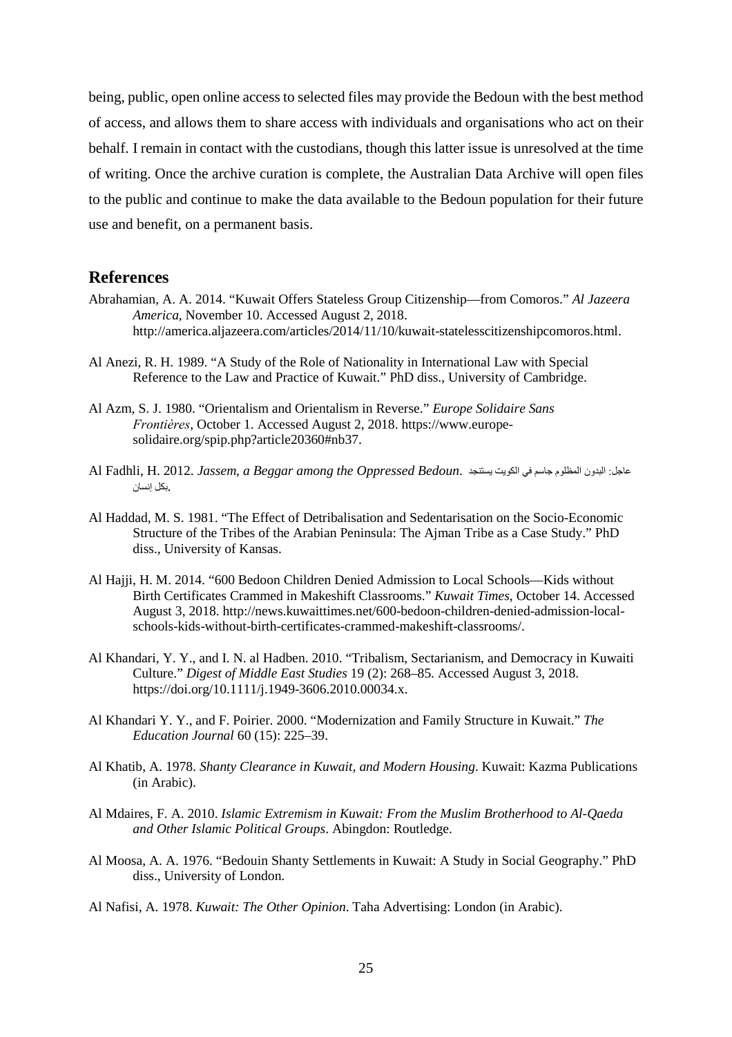being, public, open online access to selected files may provide the Bedoun with the best method of access, and allows them to share access with individuals and organisations who act on their behalf. I remain in contact with the custodians, though this latter issue is unresolved at the time of writing. Once the archive curation is complete, the Australian Data Archive will open files to the public and continue to make the data available to the Bedoun population for their future use and benefit, on a permanent basis.

## References

Abrahamian, A. A. 2014. "Kuwait Offers Stateless Group Citizenship—from Comoros." *Al Jazeera America*, November 10. Accessed August 2, 2018. http://america.aljazeera.com/articles/2014/11/10/kuwait-statelesscitizenshipcomoros.html.

Al Anezi, R. H. 1989. "A Study of the Role of Nationality in International Law with Special Reference to the Law and Practice of Kuwait." PhD diss., University of Cambridge.

Al Azm, S. J. 1980. "Orientalism and Orientalism in Reverse." *Europe Solidaire Sans Frontières*, October 1. Accessed August 2, 2018. https://www.europe-solidaire.org/spip.php?article20360#nb37.

Al Fadhli, H. 2012. *Jassem, a Beggar among the Oppressed Bedoun*. عاجل: البدون المظلوم جاسم في الكويت يستنجد بكل إنسان.

Al Haddad, M. S. 1981. "The Effect of Detribalisation and Sedentarisation on the Socio-Economic Structure of the Tribes of the Arabian Peninsula: The Ajman Tribe as a Case Study." PhD diss., University of Kansas.

Al Hajji, H. M. 2014. "600 Bedoon Children Denied Admission to Local Schools—Kids without Birth Certificates Crammed in Makeshift Classrooms." *Kuwait Times*, October 14. Accessed August 3, 2018. http://news.kuwaittimes.net/600-bedoon-children-denied-admission-local-schools-kids-without-birth-certificates-crammed-makeshift-classrooms/.

Al Khandari, Y. Y., and I. N. al Hadben. 2010. "Tribalism, Sectarianism, and Democracy in Kuwaiti Culture." *Digest of Middle East Studies* 19 (2): 268–85. Accessed August 3, 2018. https://doi.org/10.1111/j.1949-3606.2010.00034.x.

Al Khandari Y. Y., and F. Poirier. 2000. "Modernization and Family Structure in Kuwait." *The Education Journal* 60 (15): 225–39.

Al Khatib, A. 1978. *Shanty Clearance in Kuwait, and Modern Housing*. Kuwait: Kazma Publications (in Arabic).

Al Mdaires, F. A. 2010. *Islamic Extremism in Kuwait: From the Muslim Brotherhood to Al-Qaeda and Other Islamic Political Groups*. Abingdon: Routledge.

Al Moosa, A. A. 1976. "Bedouin Shanty Settlements in Kuwait: A Study in Social Geography." PhD diss., University of London.

Al Nafisi, A. 1978. *Kuwait: The Other Opinion*. Taha Advertising: London (in Arabic).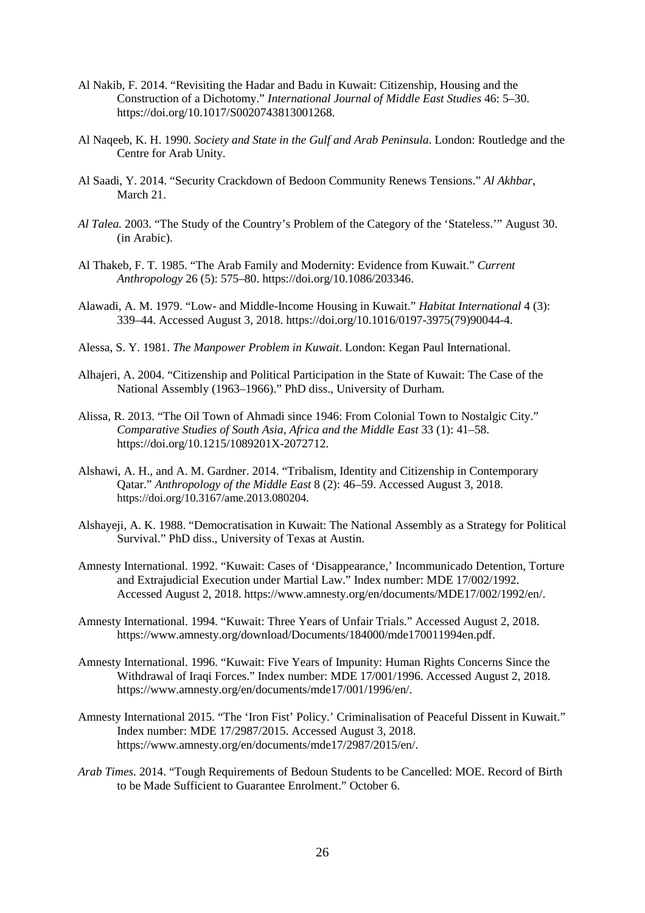Al Nakib, F. 2014. "Revisiting the Hadar and Badu in Kuwait: Citizenship, Housing and the Construction of a Dichotomy." *International Journal of Middle East Studies* 46: 5–30. https://doi.org/10.1017/S0020743813001268.

Al Naqeeb, K. H. 1990. *Society and State in the Gulf and Arab Peninsula*. London: Routledge and the Centre for Arab Unity.

Al Saadi, Y. 2014. "Security Crackdown of Bedoon Community Renews Tensions." *Al Akhbar*, March 21.

*Al Talea.* 2003. "The Study of the Country's Problem of the Category of the 'Stateless.'" August 30. (in Arabic).

Al Thakeb, F. T. 1985. "The Arab Family and Modernity: Evidence from Kuwait." *Current Anthropology* 26 (5): 575–80. https://doi.org/10.1086/203346.

Alawadi, A. M. 1979. "Low- and Middle-Income Housing in Kuwait." *Habitat International* 4 (3): 339–44. Accessed August 3, 2018. https://doi.org/10.1016/0197-3975(79)90044-4.

Alessa, S. Y. 1981. *The Manpower Problem in Kuwait*. London: Kegan Paul International.

Alhajeri, A. 2004. "Citizenship and Political Participation in the State of Kuwait: The Case of the National Assembly (1963–1966)." PhD diss., University of Durham.

Alissa, R. 2013. "The Oil Town of Ahmadi since 1946: From Colonial Town to Nostalgic City." *Comparative Studies of South Asia, Africa and the Middle East* 33 (1): 41–58. https://doi.org/10.1215/1089201X-2072712.

Alshawi, A. H., and A. M. Gardner. 2014. "Tribalism, Identity and Citizenship in Contemporary Qatar." *Anthropology of the Middle East* 8 (2): 46–59. Accessed August 3, 2018. https://doi.org/10.3167/ame.2013.080204.

Alshayeji, A. K. 1988. "Democratisation in Kuwait: The National Assembly as a Strategy for Political Survival." PhD diss., University of Texas at Austin.

Amnesty International. 1992. "Kuwait: Cases of 'Disappearance,' Incommunicado Detention, Torture and Extrajudicial Execution under Martial Law." Index number: MDE 17/002/1992. Accessed August 2, 2018. https://www.amnesty.org/en/documents/MDE17/002/1992/en/.

Amnesty International. 1994. "Kuwait: Three Years of Unfair Trials." Accessed August 2, 2018. https://www.amnesty.org/download/Documents/184000/mde170011994en.pdf.

Amnesty International. 1996. "Kuwait: Five Years of Impunity: Human Rights Concerns Since the Withdrawal of Iraqi Forces." Index number: MDE 17/001/1996. Accessed August 2, 2018. https://www.amnesty.org/en/documents/mde17/001/1996/en/.

Amnesty International 2015. "The 'Iron Fist' Policy.' Criminalisation of Peaceful Dissent in Kuwait." Index number: MDE 17/2987/2015. Accessed August 3, 2018. https://www.amnesty.org/en/documents/mde17/2987/2015/en/.

*Arab Times.* 2014. "Tough Requirements of Bedoun Students to be Cancelled: MOE. Record of Birth to be Made Sufficient to Guarantee Enrolment." October 6.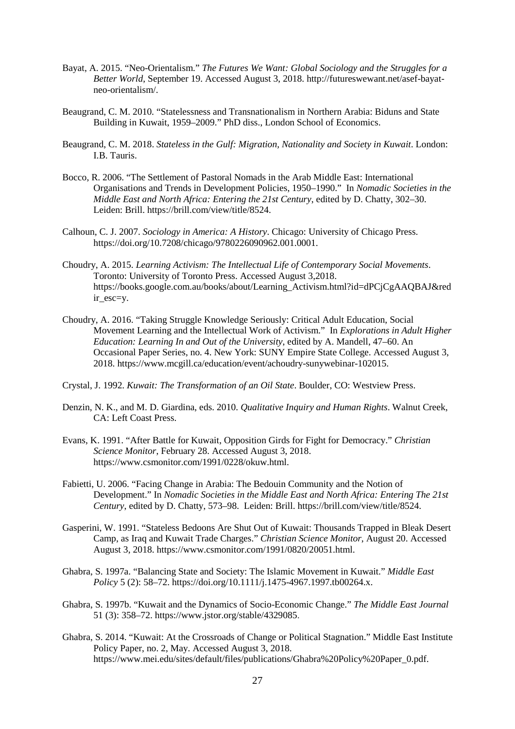Bayat, A. 2015. "Neo-Orientalism." *The Futures We Want: Global Sociology and the Struggles for a Better World*, September 19. Accessed August 3, 2018. http://futureswewant.net/asef-bayat-neo-orientalism/.

Beaugrand, C. M. 2010. "Statelessness and Transnationalism in Northern Arabia: Biduns and State Building in Kuwait, 1959–2009." PhD diss., London School of Economics.

Beaugrand, C. M. 2018. *Stateless in the Gulf: Migration, Nationality and Society in Kuwait*. London: I.B. Tauris.

Bocco, R. 2006. "The Settlement of Pastoral Nomads in the Arab Middle East: International Organisations and Trends in Development Policies, 1950–1990." In *Nomadic Societies in the Middle East and North Africa: Entering the 21st Century*, edited by D. Chatty, 302–30. Leiden: Brill. https://brill.com/view/title/8524.

Calhoun, C. J. 2007. *Sociology in America: A History*. Chicago: University of Chicago Press. https://doi.org/10.7208/chicago/9780226090962.001.0001.

Choudry, A. 2015. *Learning Activism: The Intellectual Life of Contemporary Social Movements*. Toronto: University of Toronto Press. Accessed August 3,2018. https://books.google.com.au/books/about/Learning_Activism.html?id=dPCjCgAAQBAJ&redir_esc=y.

Choudry, A. 2016. "Taking Struggle Knowledge Seriously: Critical Adult Education, Social Movement Learning and the Intellectual Work of Activism." In *Explorations in Adult Higher Education: Learning In and Out of the University*, edited by A. Mandell, 47–60. An Occasional Paper Series, no. 4. New York: SUNY Empire State College. Accessed August 3, 2018. https://www.mcgill.ca/education/event/achoudry-sunywebinar-102015.

Crystal, J. 1992. *Kuwait: The Transformation of an Oil State*. Boulder, CO: Westview Press.

Denzin, N. K., and M. D. Giardina, eds. 2010. *Qualitative Inquiry and Human Rights*. Walnut Creek, CA: Left Coast Press.

Evans, K. 1991. "After Battle for Kuwait, Opposition Girds for Fight for Democracy." *Christian Science Monitor*, February 28. Accessed August 3, 2018. https://www.csmonitor.com/1991/0228/okuw.html.

Fabietti, U. 2006. "Facing Change in Arabia: The Bedouin Community and the Notion of Development." In *Nomadic Societies in the Middle East and North Africa: Entering The 21st Century*, edited by D. Chatty, 573–98. Leiden: Brill. https://brill.com/view/title/8524.

Gasperini, W. 1991. "Stateless Bedoons Are Shut Out of Kuwait: Thousands Trapped in Bleak Desert Camp, as Iraq and Kuwait Trade Charges." *Christian Science Monitor*, August 20. Accessed August 3, 2018. https://www.csmonitor.com/1991/0820/20051.html.

Ghabra, S. 1997a. "Balancing State and Society: The Islamic Movement in Kuwait." *Middle East Policy* 5 (2): 58–72. https://doi.org/10.1111/j.1475-4967.1997.tb00264.x.

Ghabra, S. 1997b. "Kuwait and the Dynamics of Socio-Economic Change." *The Middle East Journal* 51 (3): 358–72. https://www.jstor.org/stable/4329085.

Ghabra, S. 2014. "Kuwait: At the Crossroads of Change or Political Stagnation." Middle East Institute Policy Paper, no. 2, May. Accessed August 3, 2018. https://www.mei.edu/sites/default/files/publications/Ghabra%20Policy%20Paper_0.pdf.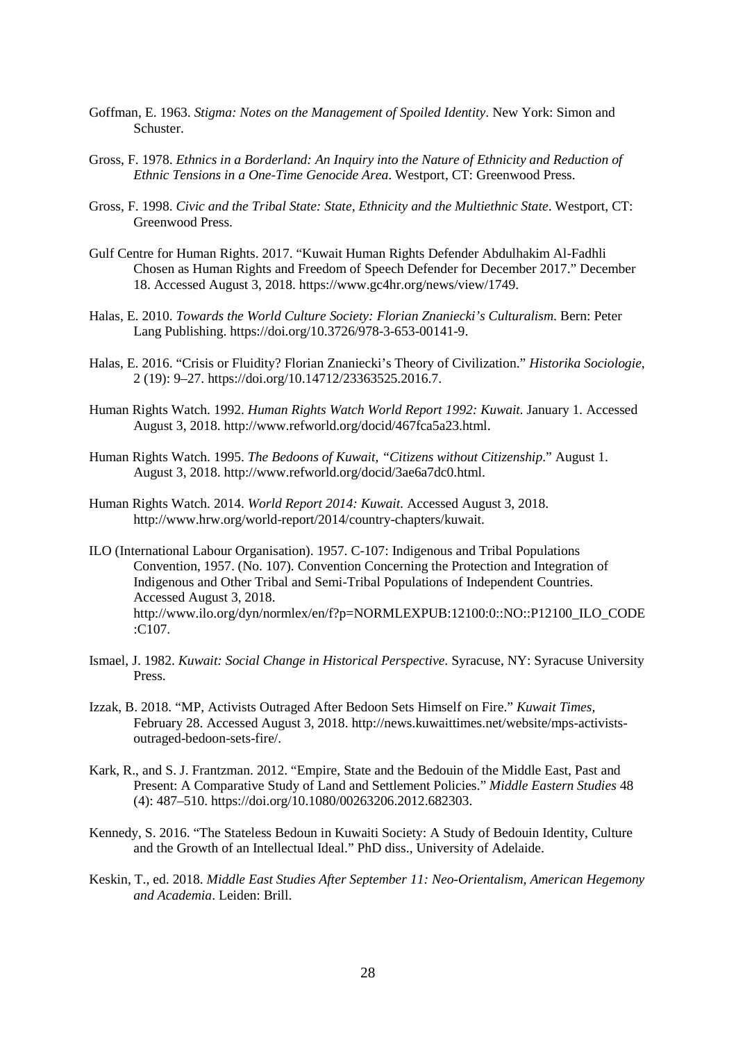Goffman, E. 1963. *Stigma: Notes on the Management of Spoiled Identity*. New York: Simon and Schuster.

Gross, F. 1978. *Ethnics in a Borderland: An Inquiry into the Nature of Ethnicity and Reduction of Ethnic Tensions in a One-Time Genocide Area*. Westport, CT: Greenwood Press.

Gross, F. 1998. *Civic and the Tribal State: State, Ethnicity and the Multiethnic State*. Westport, CT: Greenwood Press.

Gulf Centre for Human Rights. 2017. "Kuwait Human Rights Defender Abdulhakim Al-Fadhli Chosen as Human Rights and Freedom of Speech Defender for December 2017." December 18. Accessed August 3, 2018. https://www.gc4hr.org/news/view/1749.

Halas, E. 2010. *Towards the World Culture Society: Florian Znaniecki's Culturalism*. Bern: Peter Lang Publishing. https://doi.org/10.3726/978-3-653-00141-9.

Halas, E. 2016. "Crisis or Fluidity? Florian Znaniecki's Theory of Civilization." *Historika Sociologie*, 2 (19): 9–27. https://doi.org/10.14712/23363525.2016.7.

Human Rights Watch. 1992. *Human Rights Watch World Report 1992: Kuwait*. January 1. Accessed August 3, 2018. http://www.refworld.org/docid/467fca5a23.html.

Human Rights Watch. 1995. *The Bedoons of Kuwait, "Citizens without Citizenship*." August 1. August 3, 2018. http://www.refworld.org/docid/3ae6a7dc0.html.

Human Rights Watch. 2014. *World Report 2014: Kuwait.* Accessed August 3, 2018. http://www.hrw.org/world-report/2014/country-chapters/kuwait.

ILO (International Labour Organisation). 1957. C-107: Indigenous and Tribal Populations Convention, 1957. (No. 107). Convention Concerning the Protection and Integration of Indigenous and Other Tribal and Semi-Tribal Populations of Independent Countries. Accessed August 3, 2018. http://www.ilo.org/dyn/normlex/en/f?p=NORMLEXPUB:12100:0::NO::P12100_ILO_CODE:C107.

Ismael, J. 1982. *Kuwait: Social Change in Historical Perspective*. Syracuse, NY: Syracuse University Press.

Izzak, B. 2018. "MP, Activists Outraged After Bedoon Sets Himself on Fire." *Kuwait Times,* February 28. Accessed August 3, 2018. http://news.kuwaittimes.net/website/mps-activists-outraged-bedoon-sets-fire/.

Kark, R., and S. J. Frantzman. 2012. "Empire, State and the Bedouin of the Middle East, Past and Present: A Comparative Study of Land and Settlement Policies." *Middle Eastern Studies* 48 (4): 487–510. https://doi.org/10.1080/00263206.2012.682303.

Kennedy, S. 2016. "The Stateless Bedoun in Kuwaiti Society: A Study of Bedouin Identity, Culture and the Growth of an Intellectual Ideal." PhD diss., University of Adelaide.

Keskin, T., ed. 2018. *Middle East Studies After September 11: Neo-Orientalism, American Hegemony and Academia*. Leiden: Brill.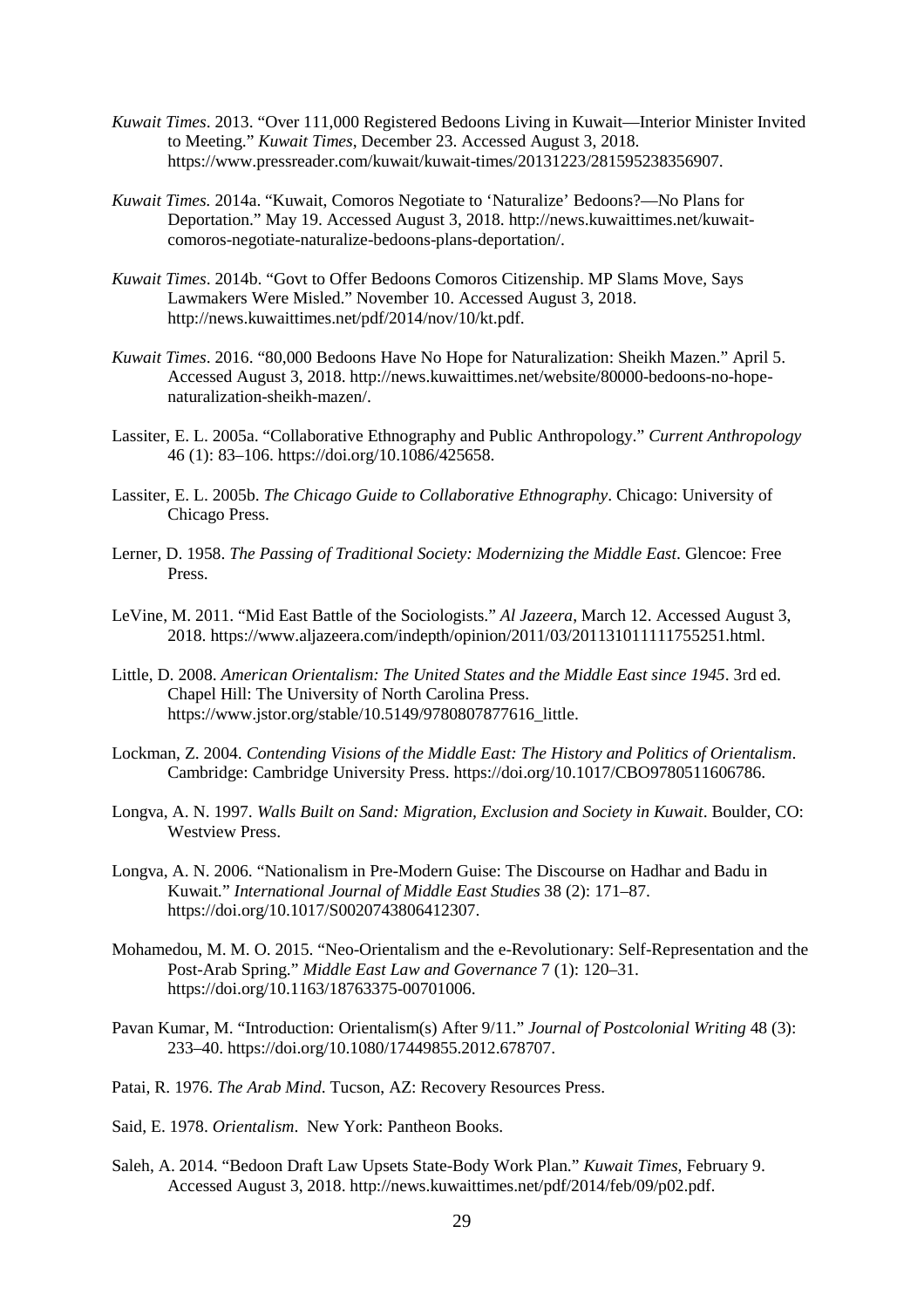*Kuwait Times*. 2013. "Over 111,000 Registered Bedoons Living in Kuwait—Interior Minister Invited to Meeting." *Kuwait Times*, December 23. Accessed August 3, 2018. https://www.pressreader.com/kuwait/kuwait-times/20131223/281595238356907.

*Kuwait Times.* 2014a. "Kuwait, Comoros Negotiate to 'Naturalize' Bedoons?—No Plans for Deportation." May 19. Accessed August 3, 2018. http://news.kuwaittimes.net/kuwait-comoros-negotiate-naturalize-bedoons-plans-deportation/.

*Kuwait Times*. 2014b. "Govt to Offer Bedoons Comoros Citizenship. MP Slams Move, Says Lawmakers Were Misled." November 10. Accessed August 3, 2018. http://news.kuwaittimes.net/pdf/2014/nov/10/kt.pdf.

*Kuwait Times*. 2016. "80,000 Bedoons Have No Hope for Naturalization: Sheikh Mazen." April 5. Accessed August 3, 2018. http://news.kuwaittimes.net/website/80000-bedoons-no-hope-naturalization-sheikh-mazen/.

Lassiter, E. L. 2005a. "Collaborative Ethnography and Public Anthropology." *Current Anthropology* 46 (1): 83–106. https://doi.org/10.1086/425658.

Lassiter, E. L. 2005b. *The Chicago Guide to Collaborative Ethnography*. Chicago: University of Chicago Press.

Lerner, D. 1958. *The Passing of Traditional Society: Modernizing the Middle East*. Glencoe: Free Press.

LeVine, M. 2011. "Mid East Battle of the Sociologists." *Al Jazeera*, March 12. Accessed August 3, 2018. https://www.aljazeera.com/indepth/opinion/2011/03/201131011111755251.html.

Little, D. 2008. *American Orientalism: The United States and the Middle East since 1945*. 3rd ed. Chapel Hill: The University of North Carolina Press. https://www.jstor.org/stable/10.5149/9780807877616_little.

Lockman, Z. 2004. *Contending Visions of the Middle East: The History and Politics of Orientalism*. Cambridge: Cambridge University Press. https://doi.org/10.1017/CBO9780511606786.

Longva, A. N. 1997. *Walls Built on Sand: Migration, Exclusion and Society in Kuwait*. Boulder, CO: Westview Press.

Longva, A. N. 2006. "Nationalism in Pre-Modern Guise: The Discourse on Hadhar and Badu in Kuwait." *International Journal of Middle East Studies* 38 (2): 171–87. https://doi.org/10.1017/S0020743806412307.

Mohamedou, M. M. O. 2015. "Neo-Orientalism and the e-Revolutionary: Self-Representation and the Post-Arab Spring." *Middle East Law and Governance* 7 (1): 120–31. https://doi.org/10.1163/18763375-00701006.

Pavan Kumar, M. "Introduction: Orientalism(s) After 9/11." *Journal of Postcolonial Writing* 48 (3): 233–40. https://doi.org/10.1080/17449855.2012.678707.

Patai, R. 1976. *The Arab Mind*. Tucson, AZ: Recovery Resources Press.

Said, E. 1978. *Orientalism*. New York: Pantheon Books.

Saleh, A. 2014. "Bedoon Draft Law Upsets State-Body Work Plan." *Kuwait Times*, February 9. Accessed August 3, 2018. http://news.kuwaittimes.net/pdf/2014/feb/09/p02.pdf.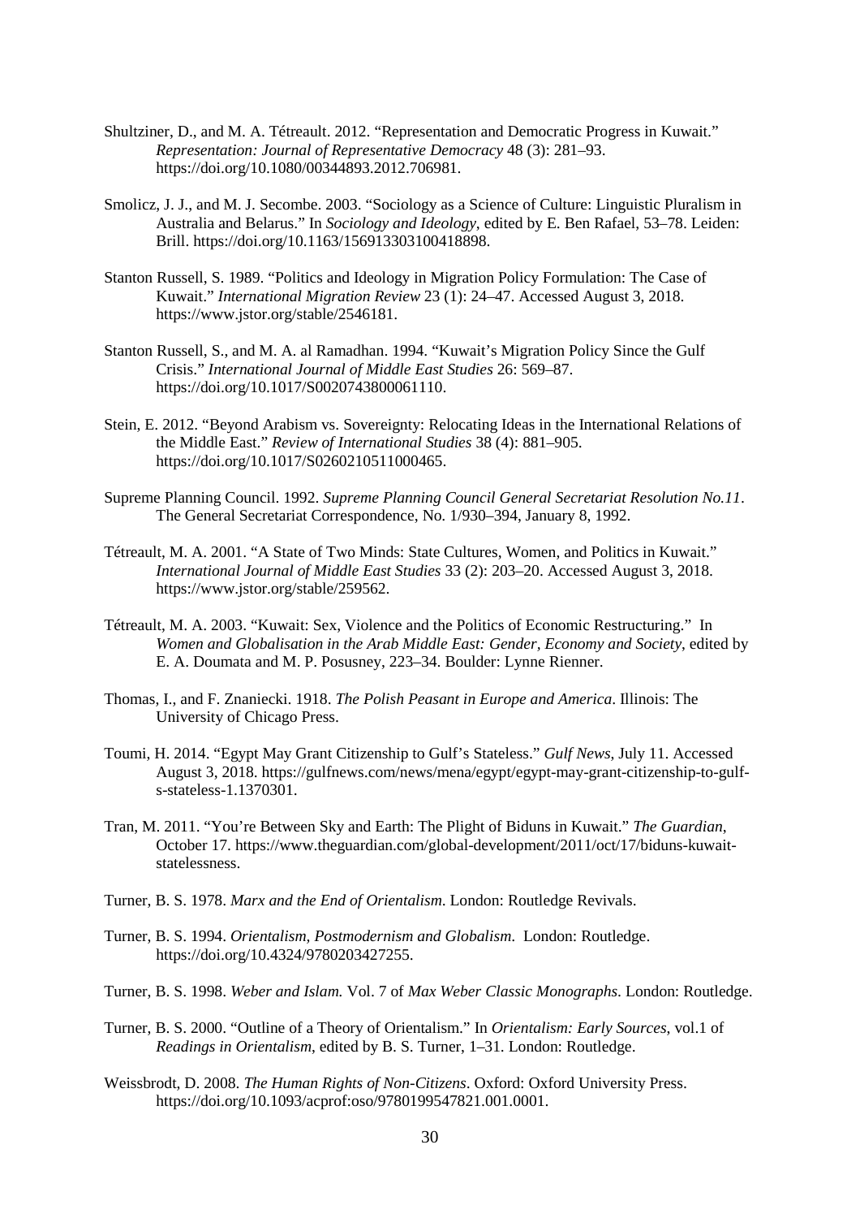Shultziner, D., and M. A. Tétreault. 2012. “Representation and Democratic Progress in Kuwait.” *Representation: Journal of Representative Democracy* 48 (3): 281–93. https://doi.org/10.1080/00344893.2012.706981.

Smolicz, J. J., and M. J. Secombe. 2003. “Sociology as a Science of Culture: Linguistic Pluralism in Australia and Belarus.” In *Sociology and Ideology*, edited by E. Ben Rafael, 53–78. Leiden: Brill. https://doi.org/10.1163/156913303100418898.

Stanton Russell, S. 1989. “Politics and Ideology in Migration Policy Formulation: The Case of Kuwait.” *International Migration Review* 23 (1): 24–47. Accessed August 3, 2018. https://www.jstor.org/stable/2546181.

Stanton Russell, S., and M. A. al Ramadhan. 1994. “Kuwait’s Migration Policy Since the Gulf Crisis.” *International Journal of Middle East Studies* 26: 569–87. https://doi.org/10.1017/S0020743800061110.

Stein, E. 2012. “Beyond Arabism vs. Sovereignty: Relocating Ideas in the International Relations of the Middle East.” *Review of International Studies* 38 (4): 881–905. https://doi.org/10.1017/S0260210511000465.

Supreme Planning Council. 1992. *Supreme Planning Council General Secretariat Resolution No.11*. The General Secretariat Correspondence, No. 1/930–394, January 8, 1992.

Tétreault, M. A. 2001. “A State of Two Minds: State Cultures, Women, and Politics in Kuwait.” *International Journal of Middle East Studies* 33 (2): 203–20. Accessed August 3, 2018. https://www.jstor.org/stable/259562.

Tétreault, M. A. 2003. “Kuwait: Sex, Violence and the Politics of Economic Restructuring.” In *Women and Globalisation in the Arab Middle East: Gender, Economy and Society*, edited by E. A. Doumata and M. P. Posusney, 223–34. Boulder: Lynne Rienner.

Thomas, I., and F. Znaniecki. 1918. *The Polish Peasant in Europe and America*. Illinois: The University of Chicago Press.

Toumi, H. 2014. “Egypt May Grant Citizenship to Gulf’s Stateless.” *Gulf News*, July 11. Accessed August 3, 2018. https://gulfnews.com/news/mena/egypt/egypt-may-grant-citizenship-to-gulf-s-stateless-1.1370301.

Tran, M. 2011. “You’re Between Sky and Earth: The Plight of Biduns in Kuwait.” *The Guardian*, October 17. https://www.theguardian.com/global-development/2011/oct/17/biduns-kuwait-statelessness.

Turner, B. S. 1978. *Marx and the End of Orientalism*. London: Routledge Revivals.

Turner, B. S. 1994. *Orientalism, Postmodernism and Globalism*. London: Routledge. https://doi.org/10.4324/9780203427255.

Turner, B. S. 1998. *Weber and Islam.* Vol. 7 of *Max Weber Classic Monographs*. London: Routledge.

Turner, B. S. 2000. “Outline of a Theory of Orientalism.” In *Orientalism: Early Sources*, vol.1 of *Readings in Orientalism*, edited by B. S. Turner, 1–31. London: Routledge.

Weissbrodt, D. 2008. *The Human Rights of Non-Citizens*. Oxford: Oxford University Press. https://doi.org/10.1093/acprof:oso/9780199547821.001.0001.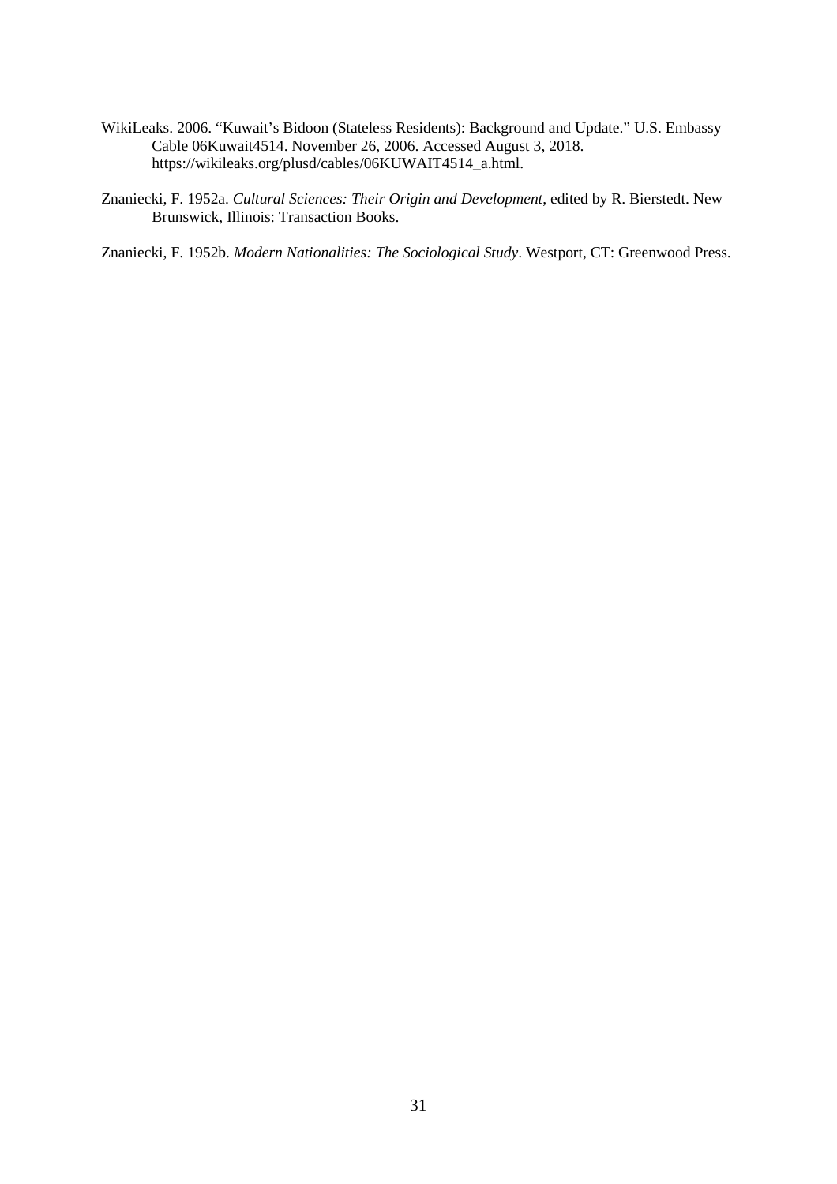WikiLeaks. 2006. “Kuwait’s Bidoon (Stateless Residents): Background and Update.” U.S. Embassy Cable 06Kuwait4514. November 26, 2006. Accessed August 3, 2018. https://wikileaks.org/plusd/cables/06KUWAIT4514_a.html.

Znaniecki, F. 1952a. *Cultural Sciences: Their Origin and Development*, edited by R. Bierstedt. New Brunswick, Illinois: Transaction Books.

Znaniecki, F. 1952b. *Modern Nationalities: The Sociological Study*. Westport, CT: Greenwood Press.